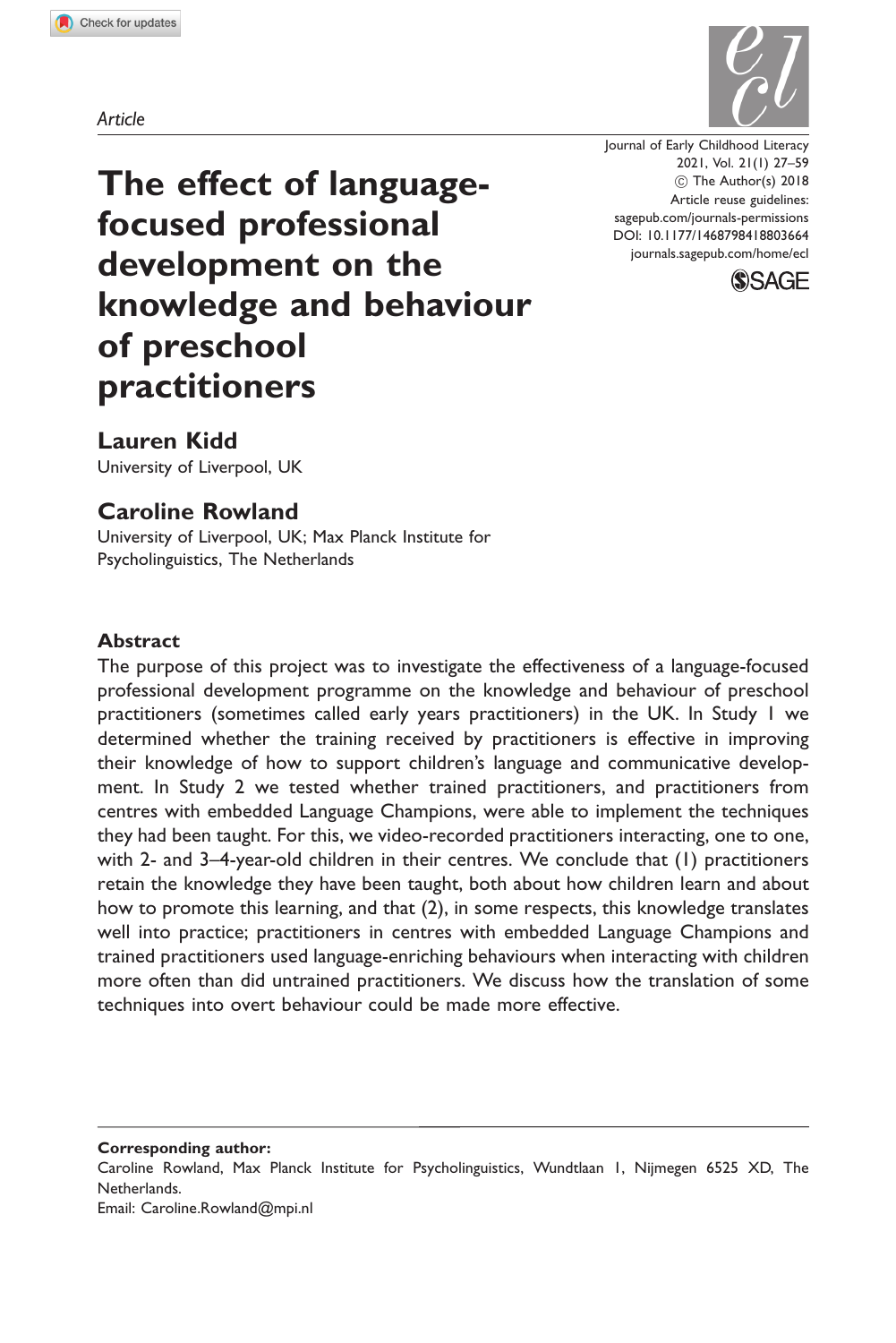*Article*

# The effect of language-focused professional development on the knowledge and behaviour of preschool practitioners

Journal of Early Childhood Literacy
2021, Vol. 21(1) 27–59
© The Author(s) 2018
Article reuse guidelines:
sagepub.com/journals-permissions
DOI: 10.1177/1468798418803664
journals.sagepub.com/home/ecl

**Lauren Kidd**
University of Liverpool, UK

**Caroline Rowland**
University of Liverpool, UK; Max Planck Institute for Psycholinguistics, The Netherlands

## Abstract

The purpose of this project was to investigate the effectiveness of a language-focused professional development programme on the knowledge and behaviour of preschool practitioners (sometimes called early years practitioners) in the UK. In Study 1 we determined whether the training received by practitioners is effective in improving their knowledge of how to support children's language and communicative development. In Study 2 we tested whether trained practitioners, and practitioners from centres with embedded Language Champions, were able to implement the techniques they had been taught. For this, we video-recorded practitioners interacting, one to one, with 2- and 3–4-year-old children in their centres. We conclude that (1) practitioners retain the knowledge they have been taught, both about how children learn and about how to promote this learning, and that (2), in some respects, this knowledge translates well into practice; practitioners in centres with embedded Language Champions and trained practitioners used language-enriching behaviours when interacting with children more often than did untrained practitioners. We discuss how the translation of some techniques into overt behaviour could be made more effective.

**Corresponding author:**
Caroline Rowland, Max Planck Institute for Psycholinguistics, Wundtlaan 1, Nijmegen 6525 XD, The Netherlands.
Email: Caroline.Rowland@mpi.nl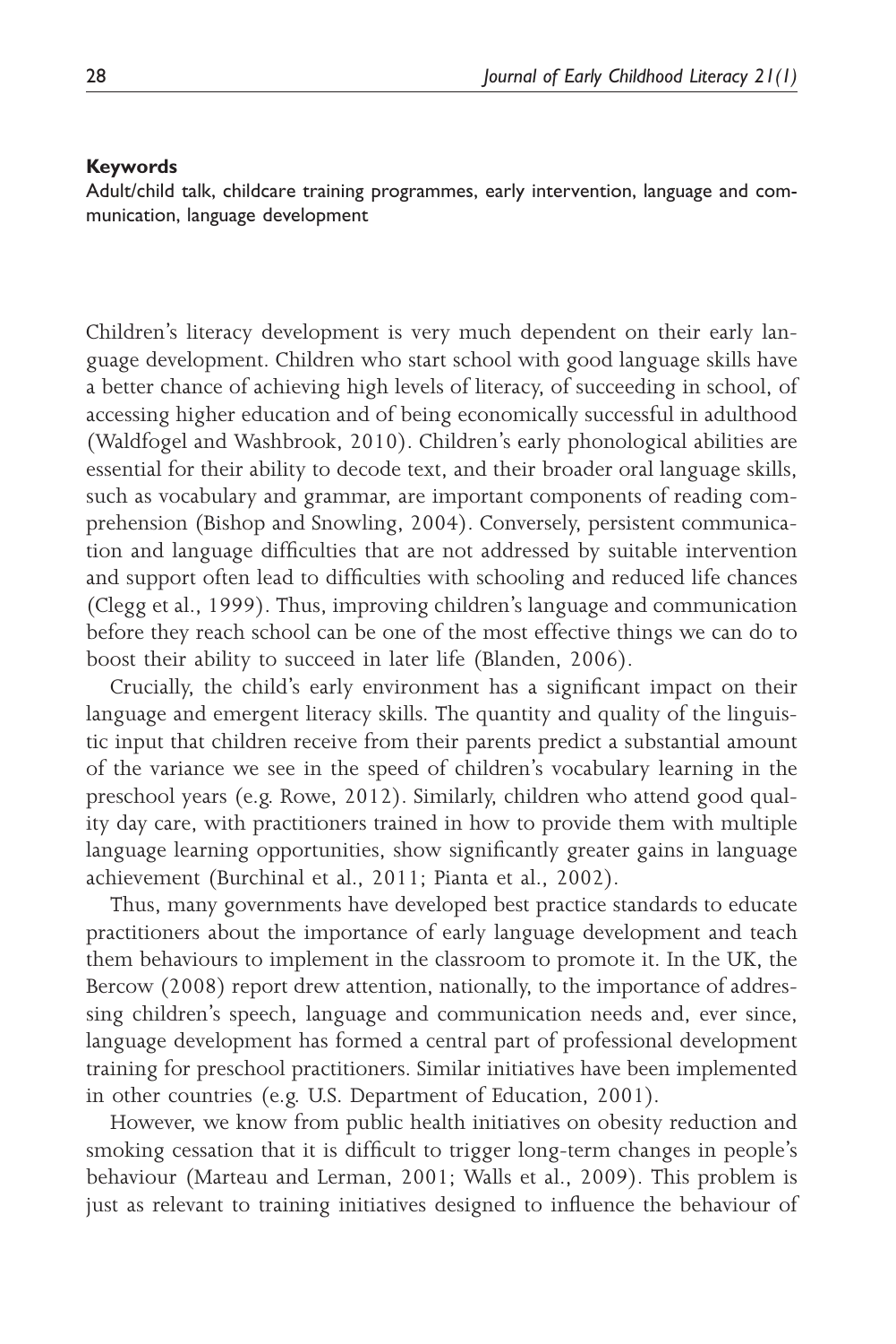**Keywords**

Adult/child talk, childcare training programmes, early intervention, language and communication, language development

Children's literacy development is very much dependent on their early language development. Children who start school with good language skills have a better chance of achieving high levels of literacy, of succeeding in school, of accessing higher education and of being economically successful in adulthood (Waldfogel and Washbrook, 2010). Children's early phonological abilities are essential for their ability to decode text, and their broader oral language skills, such as vocabulary and grammar, are important components of reading comprehension (Bishop and Snowling, 2004). Conversely, persistent communication and language difficulties that are not addressed by suitable intervention and support often lead to difficulties with schooling and reduced life chances (Clegg et al., 1999). Thus, improving children's language and communication before they reach school can be one of the most effective things we can do to boost their ability to succeed in later life (Blanden, 2006).

Crucially, the child's early environment has a significant impact on their language and emergent literacy skills. The quantity and quality of the linguistic input that children receive from their parents predict a substantial amount of the variance we see in the speed of children's vocabulary learning in the preschool years (e.g. Rowe, 2012). Similarly, children who attend good quality day care, with practitioners trained in how to provide them with multiple language learning opportunities, show significantly greater gains in language achievement (Burchinal et al., 2011; Pianta et al., 2002).

Thus, many governments have developed best practice standards to educate practitioners about the importance of early language development and teach them behaviours to implement in the classroom to promote it. In the UK, the Bercow (2008) report drew attention, nationally, to the importance of addressing children's speech, language and communication needs and, ever since, language development has formed a central part of professional development training for preschool practitioners. Similar initiatives have been implemented in other countries (e.g. U.S. Department of Education, 2001).

However, we know from public health initiatives on obesity reduction and smoking cessation that it is difficult to trigger long-term changes in people's behaviour (Marteau and Lerman, 2001; Walls et al., 2009). This problem is just as relevant to training initiatives designed to influence the behaviour of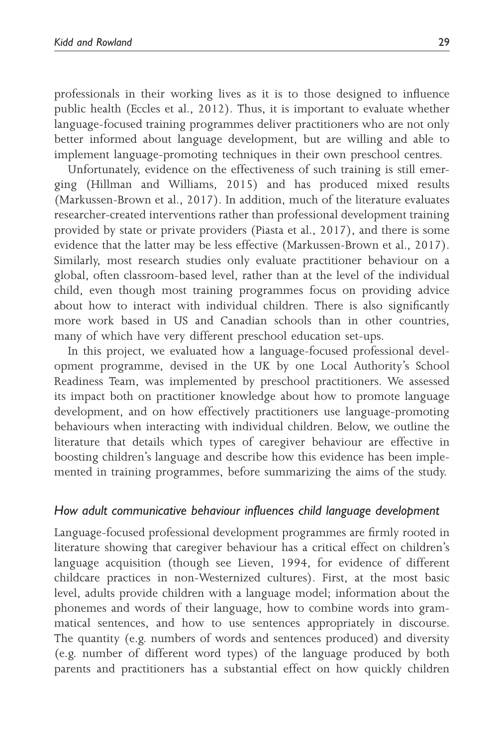professionals in their working lives as it is to those designed to influence public health (Eccles et al., 2012). Thus, it is important to evaluate whether language-focused training programmes deliver practitioners who are not only better informed about language development, but are willing and able to implement language-promoting techniques in their own preschool centres.

Unfortunately, evidence on the effectiveness of such training is still emerging (Hillman and Williams, 2015) and has produced mixed results (Markussen-Brown et al., 2017). In addition, much of the literature evaluates researcher-created interventions rather than professional development training provided by state or private providers (Piasta et al., 2017), and there is some evidence that the latter may be less effective (Markussen-Brown et al., 2017). Similarly, most research studies only evaluate practitioner behaviour on a global, often classroom-based level, rather than at the level of the individual child, even though most training programmes focus on providing advice about how to interact with individual children. There is also significantly more work based in US and Canadian schools than in other countries, many of which have very different preschool education set-ups.

In this project, we evaluated how a language-focused professional development programme, devised in the UK by one Local Authority's School Readiness Team, was implemented by preschool practitioners. We assessed its impact both on practitioner knowledge about how to promote language development, and on how effectively practitioners use language-promoting behaviours when interacting with individual children. Below, we outline the literature that details which types of caregiver behaviour are effective in boosting children's language and describe how this evidence has been implemented in training programmes, before summarizing the aims of the study.

### *How adult communicative behaviour influences child language development*

Language-focused professional development programmes are firmly rooted in literature showing that caregiver behaviour has a critical effect on children's language acquisition (though see Lieven, 1994, for evidence of different childcare practices in non-Westernized cultures). First, at the most basic level, adults provide children with a language model; information about the phonemes and words of their language, how to combine words into grammatical sentences, and how to use sentences appropriately in discourse. The quantity (e.g. numbers of words and sentences produced) and diversity (e.g. number of different word types) of the language produced by both parents and practitioners has a substantial effect on how quickly children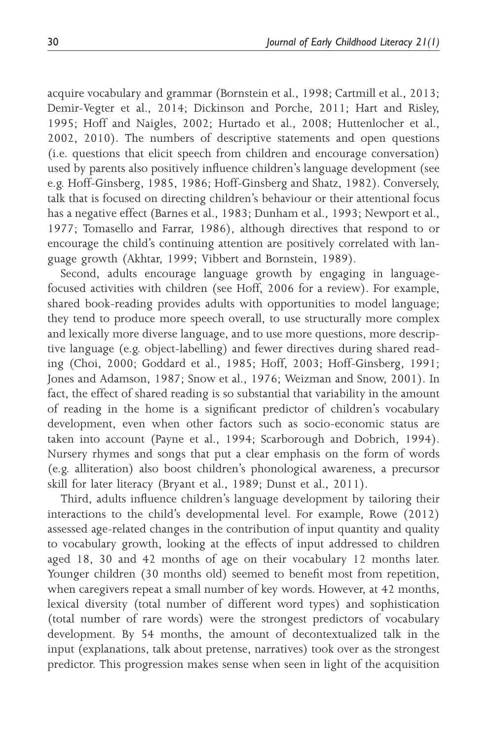acquire vocabulary and grammar (Bornstein et al., 1998; Cartmill et al., 2013; Demir-Vegter et al., 2014; Dickinson and Porche, 2011; Hart and Risley, 1995; Hoff and Naigles, 2002; Hurtado et al., 2008; Huttenlocher et al., 2002, 2010). The numbers of descriptive statements and open questions (i.e. questions that elicit speech from children and encourage conversation) used by parents also positively influence children's language development (see e.g. Hoff-Ginsberg, 1985, 1986; Hoff-Ginsberg and Shatz, 1982). Conversely, talk that is focused on directing children's behaviour or their attentional focus has a negative effect (Barnes et al., 1983; Dunham et al., 1993; Newport et al., 1977; Tomasello and Farrar, 1986), although directives that respond to or encourage the child's continuing attention are positively correlated with language growth (Akhtar, 1999; Vibbert and Bornstein, 1989).

Second, adults encourage language growth by engaging in language-focused activities with children (see Hoff, 2006 for a review). For example, shared book-reading provides adults with opportunities to model language; they tend to produce more speech overall, to use structurally more complex and lexically more diverse language, and to use more questions, more descriptive language (e.g. object-labelling) and fewer directives during shared reading (Choi, 2000; Goddard et al., 1985; Hoff, 2003; Hoff-Ginsberg, 1991; Jones and Adamson, 1987; Snow et al., 1976; Weizman and Snow, 2001). In fact, the effect of shared reading is so substantial that variability in the amount of reading in the home is a significant predictor of children's vocabulary development, even when other factors such as socio-economic status are taken into account (Payne et al., 1994; Scarborough and Dobrich, 1994). Nursery rhymes and songs that put a clear emphasis on the form of words (e.g. alliteration) also boost children's phonological awareness, a precursor skill for later literacy (Bryant et al., 1989; Dunst et al., 2011).

Third, adults influence children's language development by tailoring their interactions to the child's developmental level. For example, Rowe (2012) assessed age-related changes in the contribution of input quantity and quality to vocabulary growth, looking at the effects of input addressed to children aged 18, 30 and 42 months of age on their vocabulary 12 months later. Younger children (30 months old) seemed to benefit most from repetition, when caregivers repeat a small number of key words. However, at 42 months, lexical diversity (total number of different word types) and sophistication (total number of rare words) were the strongest predictors of vocabulary development. By 54 months, the amount of decontextualized talk in the input (explanations, talk about pretense, narratives) took over as the strongest predictor. This progression makes sense when seen in light of the acquisition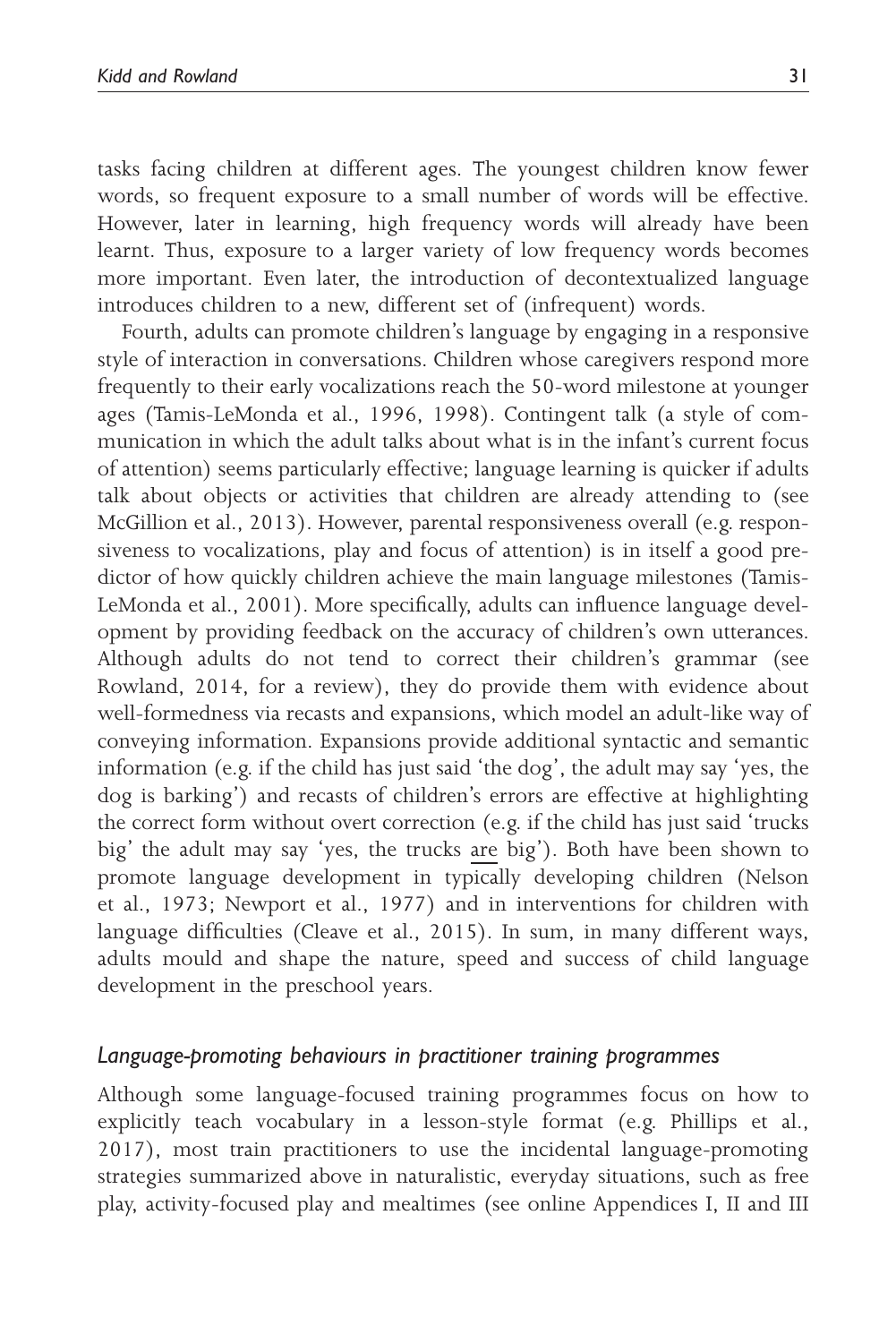tasks facing children at different ages. The youngest children know fewer words, so frequent exposure to a small number of words will be effective. However, later in learning, high frequency words will already have been learnt. Thus, exposure to a larger variety of low frequency words becomes more important. Even later, the introduction of decontextualized language introduces children to a new, different set of (infrequent) words.

Fourth, adults can promote children's language by engaging in a responsive style of interaction in conversations. Children whose caregivers respond more frequently to their early vocalizations reach the 50-word milestone at younger ages (Tamis-LeMonda et al., 1996, 1998). Contingent talk (a style of communication in which the adult talks about what is in the infant's current focus of attention) seems particularly effective; language learning is quicker if adults talk about objects or activities that children are already attending to (see McGillion et al., 2013). However, parental responsiveness overall (e.g. responsiveness to vocalizations, play and focus of attention) is in itself a good predictor of how quickly children achieve the main language milestones (Tamis-LeMonda et al., 2001). More specifically, adults can influence language development by providing feedback on the accuracy of children's own utterances. Although adults do not tend to correct their children's grammar (see Rowland, 2014, for a review), they do provide them with evidence about well-formedness via recasts and expansions, which model an adult-like way of conveying information. Expansions provide additional syntactic and semantic information (e.g. if the child has just said 'the dog', the adult may say 'yes, the dog is barking') and recasts of children's errors are effective at highlighting the correct form without overt correction (e.g. if the child has just said 'trucks big' the adult may say 'yes, the trucks <u>are</u> big'). Both have been shown to promote language development in typically developing children (Nelson et al., 1973; Newport et al., 1977) and in interventions for children with language difficulties (Cleave et al., 2015). In sum, in many different ways, adults mould and shape the nature, speed and success of child language development in the preschool years.

### *Language-promoting behaviours in practitioner training programmes*

Although some language-focused training programmes focus on how to explicitly teach vocabulary in a lesson-style format (e.g. Phillips et al., 2017), most train practitioners to use the incidental language-promoting strategies summarized above in naturalistic, everyday situations, such as free play, activity-focused play and mealtimes (see online Appendices I, II and III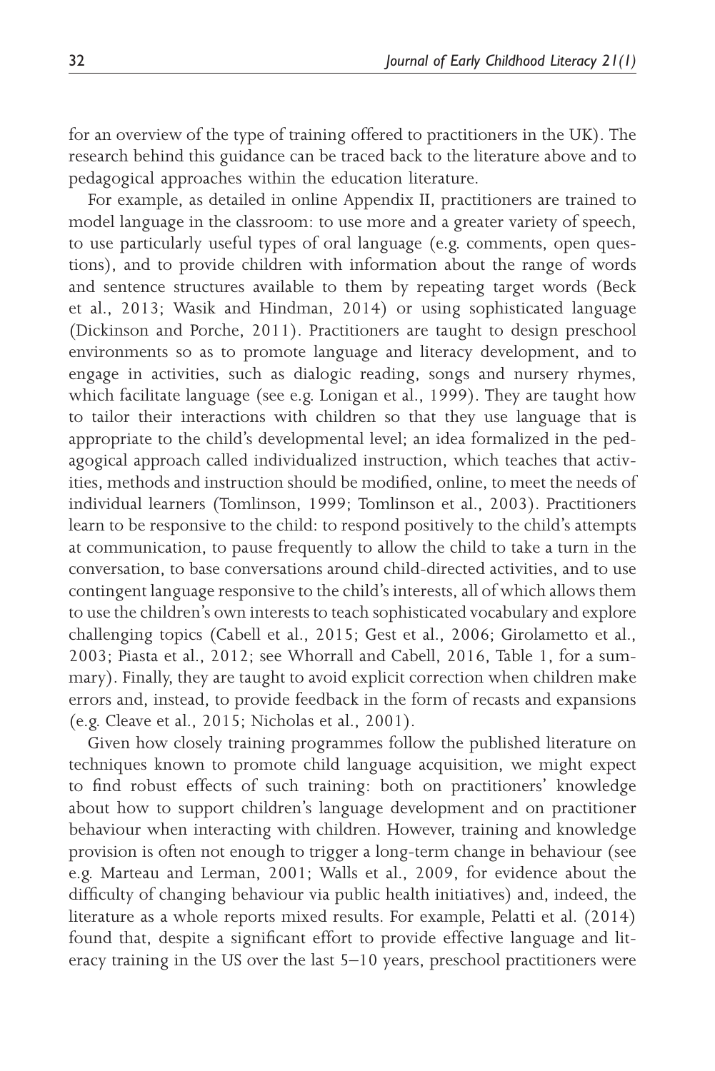for an overview of the type of training offered to practitioners in the UK). The research behind this guidance can be traced back to the literature above and to pedagogical approaches within the education literature.

For example, as detailed in online Appendix II, practitioners are trained to model language in the classroom: to use more and a greater variety of speech, to use particularly useful types of oral language (e.g. comments, open questions), and to provide children with information about the range of words and sentence structures available to them by repeating target words (Beck et al., 2013; Wasik and Hindman, 2014) or using sophisticated language (Dickinson and Porche, 2011). Practitioners are taught to design preschool environments so as to promote language and literacy development, and to engage in activities, such as dialogic reading, songs and nursery rhymes, which facilitate language (see e.g. Lonigan et al., 1999). They are taught how to tailor their interactions with children so that they use language that is appropriate to the child's developmental level; an idea formalized in the pedagogical approach called individualized instruction, which teaches that activities, methods and instruction should be modified, online, to meet the needs of individual learners (Tomlinson, 1999; Tomlinson et al., 2003). Practitioners learn to be responsive to the child: to respond positively to the child's attempts at communication, to pause frequently to allow the child to take a turn in the conversation, to base conversations around child-directed activities, and to use contingent language responsive to the child's interests, all of which allows them to use the children's own interests to teach sophisticated vocabulary and explore challenging topics (Cabell et al., 2015; Gest et al., 2006; Girolametto et al., 2003; Piasta et al., 2012; see Whorrall and Cabell, 2016, Table 1, for a summary). Finally, they are taught to avoid explicit correction when children make errors and, instead, to provide feedback in the form of recasts and expansions (e.g. Cleave et al., 2015; Nicholas et al., 2001).

Given how closely training programmes follow the published literature on techniques known to promote child language acquisition, we might expect to find robust effects of such training: both on practitioners' knowledge about how to support children's language development and on practitioner behaviour when interacting with children. However, training and knowledge provision is often not enough to trigger a long-term change in behaviour (see e.g. Marteau and Lerman, 2001; Walls et al., 2009, for evidence about the difficulty of changing behaviour via public health initiatives) and, indeed, the literature as a whole reports mixed results. For example, Pelatti et al. (2014) found that, despite a significant effort to provide effective language and literacy training in the US over the last 5–10 years, preschool practitioners were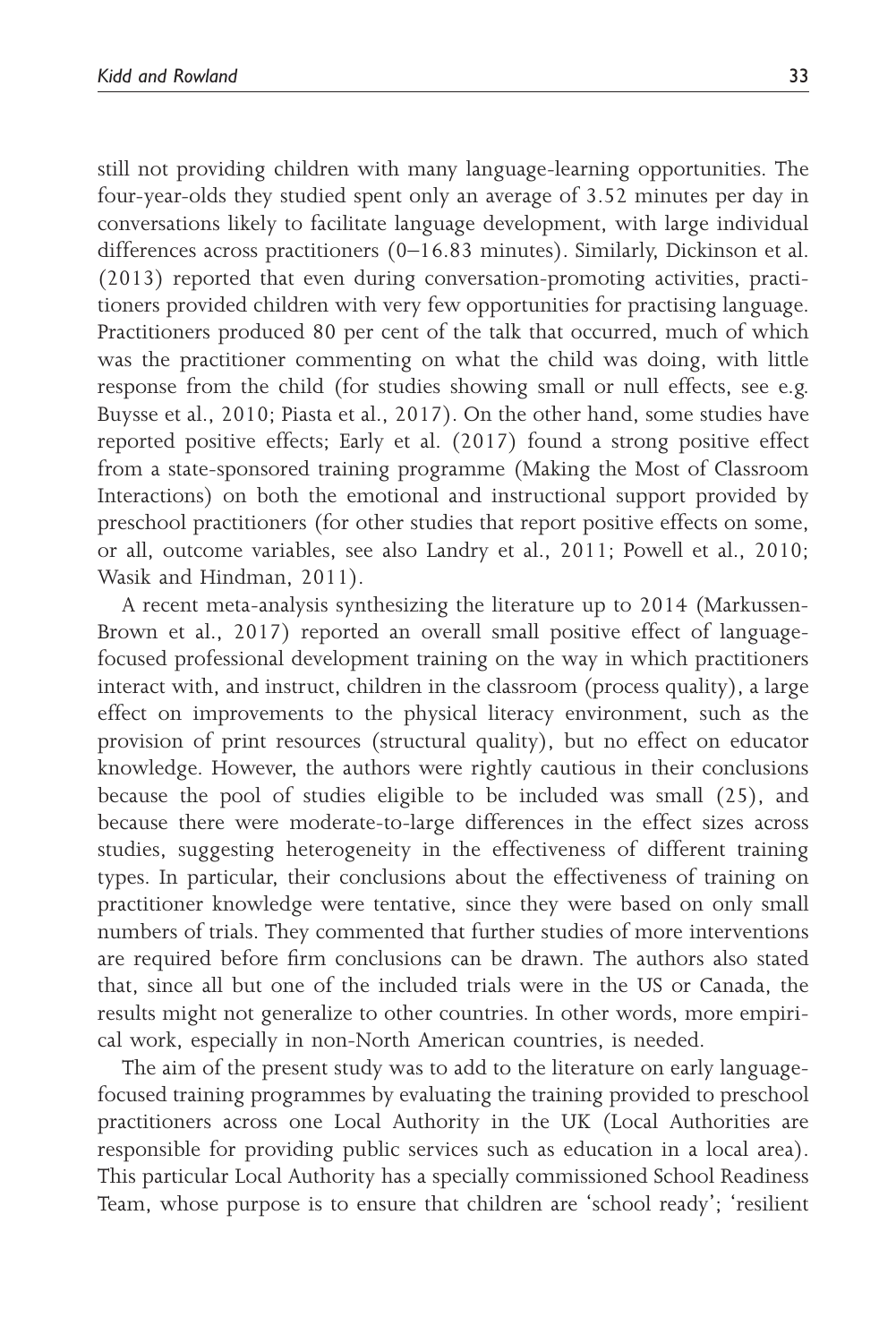still not providing children with many language-learning opportunities. The four-year-olds they studied spent only an average of 3.52 minutes per day in conversations likely to facilitate language development, with large individual differences across practitioners (0–16.83 minutes). Similarly, Dickinson et al. (2013) reported that even during conversation-promoting activities, practitioners provided children with very few opportunities for practising language. Practitioners produced 80 per cent of the talk that occurred, much of which was the practitioner commenting on what the child was doing, with little response from the child (for studies showing small or null effects, see e.g. Buysse et al., 2010; Piasta et al., 2017). On the other hand, some studies have reported positive effects; Early et al. (2017) found a strong positive effect from a state-sponsored training programme (Making the Most of Classroom Interactions) on both the emotional and instructional support provided by preschool practitioners (for other studies that report positive effects on some, or all, outcome variables, see also Landry et al., 2011; Powell et al., 2010; Wasik and Hindman, 2011).

A recent meta-analysis synthesizing the literature up to 2014 (Markussen-Brown et al., 2017) reported an overall small positive effect of language-focused professional development training on the way in which practitioners interact with, and instruct, children in the classroom (process quality), a large effect on improvements to the physical literacy environment, such as the provision of print resources (structural quality), but no effect on educator knowledge. However, the authors were rightly cautious in their conclusions because the pool of studies eligible to be included was small (25), and because there were moderate-to-large differences in the effect sizes across studies, suggesting heterogeneity in the effectiveness of different training types. In particular, their conclusions about the effectiveness of training on practitioner knowledge were tentative, since they were based on only small numbers of trials. They commented that further studies of more interventions are required before firm conclusions can be drawn. The authors also stated that, since all but one of the included trials were in the US or Canada, the results might not generalize to other countries. In other words, more empirical work, especially in non-North American countries, is needed.

The aim of the present study was to add to the literature on early language-focused training programmes by evaluating the training provided to preschool practitioners across one Local Authority in the UK (Local Authorities are responsible for providing public services such as education in a local area). This particular Local Authority has a specially commissioned School Readiness Team, whose purpose is to ensure that children are 'school ready'; 'resilient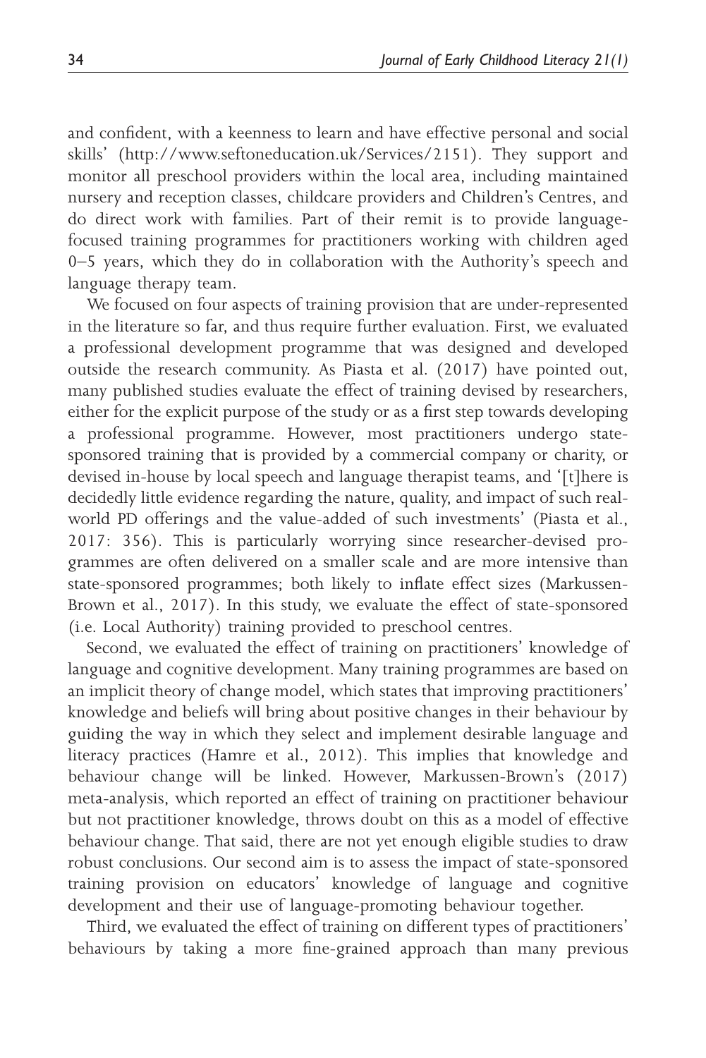and confident, with a keenness to learn and have effective personal and social skills' (http://www.seftoneducation.uk/Services/2151). They support and monitor all preschool providers within the local area, including maintained nursery and reception classes, childcare providers and Children's Centres, and do direct work with families. Part of their remit is to provide language-focused training programmes for practitioners working with children aged 0–5 years, which they do in collaboration with the Authority's speech and language therapy team.

We focused on four aspects of training provision that are under-represented in the literature so far, and thus require further evaluation. First, we evaluated a professional development programme that was designed and developed outside the research community. As Piasta et al. (2017) have pointed out, many published studies evaluate the effect of training devised by researchers, either for the explicit purpose of the study or as a first step towards developing a professional programme. However, most practitioners undergo state-sponsored training that is provided by a commercial company or charity, or devised in-house by local speech and language therapist teams, and '[t]here is decidedly little evidence regarding the nature, quality, and impact of such real-world PD offerings and the value-added of such investments' (Piasta et al., 2017: 356). This is particularly worrying since researcher-devised programmes are often delivered on a smaller scale and are more intensive than state-sponsored programmes; both likely to inflate effect sizes (Markussen-Brown et al., 2017). In this study, we evaluate the effect of state-sponsored (i.e. Local Authority) training provided to preschool centres.

Second, we evaluated the effect of training on practitioners' knowledge of language and cognitive development. Many training programmes are based on an implicit theory of change model, which states that improving practitioners' knowledge and beliefs will bring about positive changes in their behaviour by guiding the way in which they select and implement desirable language and literacy practices (Hamre et al., 2012). This implies that knowledge and behaviour change will be linked. However, Markussen-Brown's (2017) meta-analysis, which reported an effect of training on practitioner behaviour but not practitioner knowledge, throws doubt on this as a model of effective behaviour change. That said, there are not yet enough eligible studies to draw robust conclusions. Our second aim is to assess the impact of state-sponsored training provision on educators' knowledge of language and cognitive development and their use of language-promoting behaviour together.

Third, we evaluated the effect of training on different types of practitioners' behaviours by taking a more fine-grained approach than many previous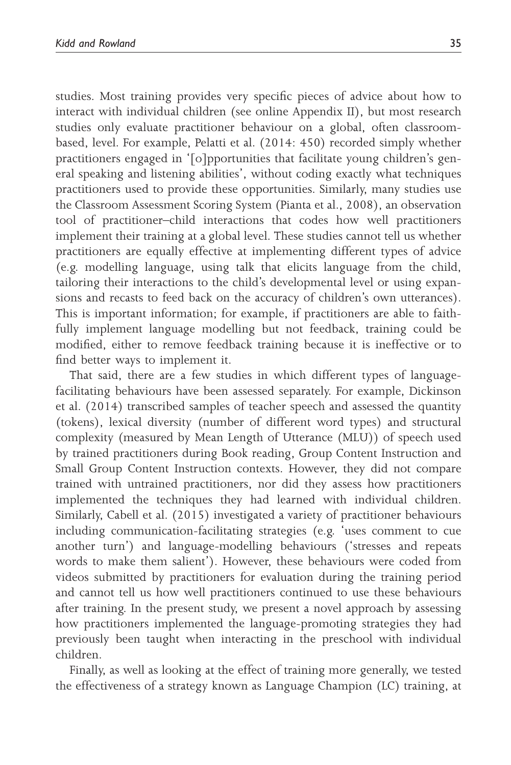studies. Most training provides very specific pieces of advice about how to interact with individual children (see online Appendix II), but most research studies only evaluate practitioner behaviour on a global, often classroom-based, level. For example, Pelatti et al. (2014: 450) recorded simply whether practitioners engaged in '[o]pportunities that facilitate young children's general speaking and listening abilities', without coding exactly what techniques practitioners used to provide these opportunities. Similarly, many studies use the Classroom Assessment Scoring System (Pianta et al., 2008), an observation tool of practitioner–child interactions that codes how well practitioners implement their training at a global level. These studies cannot tell us whether practitioners are equally effective at implementing different types of advice (e.g. modelling language, using talk that elicits language from the child, tailoring their interactions to the child's developmental level or using expansions and recasts to feed back on the accuracy of children's own utterances). This is important information; for example, if practitioners are able to faithfully implement language modelling but not feedback, training could be modified, either to remove feedback training because it is ineffective or to find better ways to implement it.

That said, there are a few studies in which different types of language-facilitating behaviours have been assessed separately. For example, Dickinson et al. (2014) transcribed samples of teacher speech and assessed the quantity (tokens), lexical diversity (number of different word types) and structural complexity (measured by Mean Length of Utterance (MLU)) of speech used by trained practitioners during Book reading, Group Content Instruction and Small Group Content Instruction contexts. However, they did not compare trained with untrained practitioners, nor did they assess how practitioners implemented the techniques they had learned with individual children. Similarly, Cabell et al. (2015) investigated a variety of practitioner behaviours including communication-facilitating strategies (e.g. 'uses comment to cue another turn') and language-modelling behaviours ('stresses and repeats words to make them salient'). However, these behaviours were coded from videos submitted by practitioners for evaluation during the training period and cannot tell us how well practitioners continued to use these behaviours after training. In the present study, we present a novel approach by assessing how practitioners implemented the language-promoting strategies they had previously been taught when interacting in the preschool with individual children.

Finally, as well as looking at the effect of training more generally, we tested the effectiveness of a strategy known as Language Champion (LC) training, at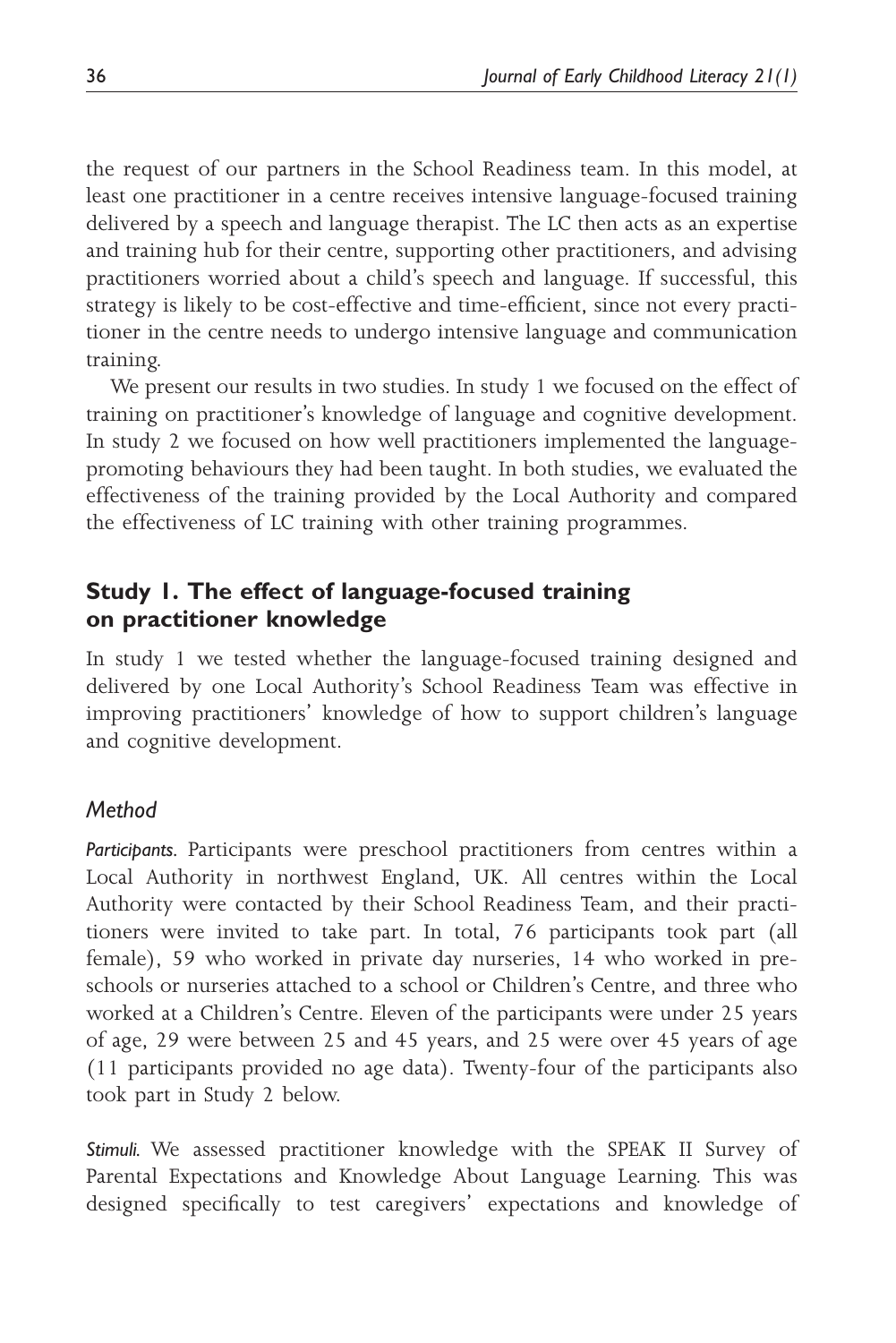the request of our partners in the School Readiness team. In this model, at least one practitioner in a centre receives intensive language-focused training delivered by a speech and language therapist. The LC then acts as an expertise and training hub for their centre, supporting other practitioners, and advising practitioners worried about a child's speech and language. If successful, this strategy is likely to be cost-effective and time-efficient, since not every practitioner in the centre needs to undergo intensive language and communication training.

We present our results in two studies. In study 1 we focused on the effect of training on practitioner's knowledge of language and cognitive development. In study 2 we focused on how well practitioners implemented the language-promoting behaviours they had been taught. In both studies, we evaluated the effectiveness of the training provided by the Local Authority and compared the effectiveness of LC training with other training programmes.

## Study 1. The effect of language-focused training on practitioner knowledge

In study 1 we tested whether the language-focused training designed and delivered by one Local Authority's School Readiness Team was effective in improving practitioners' knowledge of how to support children's language and cognitive development.

### Method

***Participants.*** Participants were preschool practitioners from centres within a Local Authority in northwest England, UK. All centres within the Local Authority were contacted by their School Readiness Team, and their practitioners were invited to take part. In total, 76 participants took part (all female), 59 who worked in private day nurseries, 14 who worked in preschools or nurseries attached to a school or Children's Centre, and three who worked at a Children's Centre. Eleven of the participants were under 25 years of age, 29 were between 25 and 45 years, and 25 were over 45 years of age (11 participants provided no age data). Twenty-four of the participants also took part in Study 2 below.

***Stimuli.*** We assessed practitioner knowledge with the SPEAK II Survey of Parental Expectations and Knowledge About Language Learning. This was designed specifically to test caregivers' expectations and knowledge of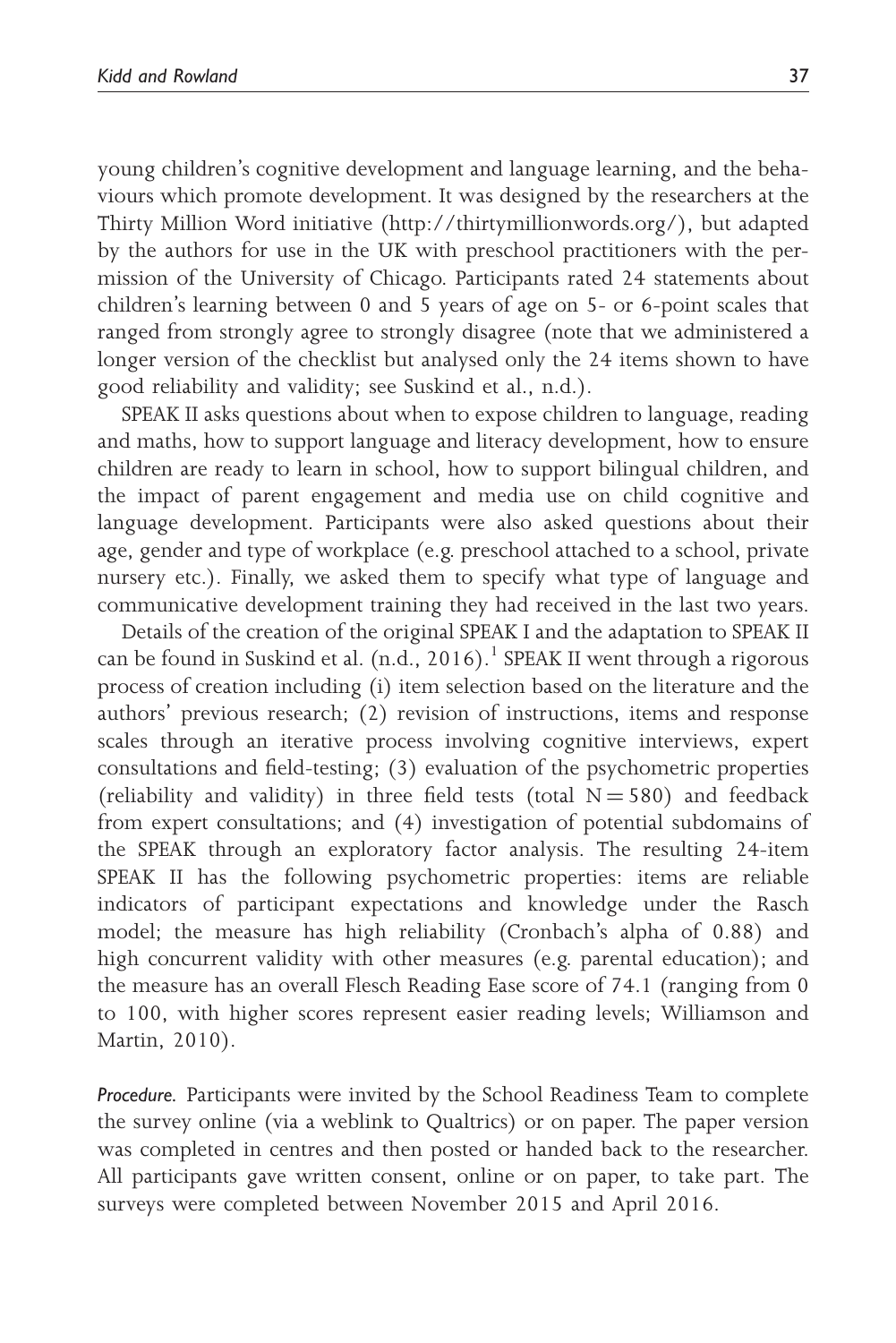young children's cognitive development and language learning, and the behaviours which promote development. It was designed by the researchers at the Thirty Million Word initiative (http://thirtymillionwords.org/), but adapted by the authors for use in the UK with preschool practitioners with the permission of the University of Chicago. Participants rated 24 statements about children's learning between 0 and 5 years of age on 5- or 6-point scales that ranged from strongly agree to strongly disagree (note that we administered a longer version of the checklist but analysed only the 24 items shown to have good reliability and validity; see Suskind et al., n.d.).

SPEAK II asks questions about when to expose children to language, reading and maths, how to support language and literacy development, how to ensure children are ready to learn in school, how to support bilingual children, and the impact of parent engagement and media use on child cognitive and language development. Participants were also asked questions about their age, gender and type of workplace (e.g. preschool attached to a school, private nursery etc.). Finally, we asked them to specify what type of language and communicative development training they had received in the last two years.

Details of the creation of the original SPEAK I and the adaptation to SPEAK II can be found in Suskind et al. (n.d., 2016).[1] SPEAK II went through a rigorous process of creation including (i) item selection based on the literature and the authors' previous research; (2) revision of instructions, items and response scales through an iterative process involving cognitive interviews, expert consultations and field-testing; (3) evaluation of the psychometric properties (reliability and validity) in three field tests (total $N = 580$) and feedback from expert consultations; and (4) investigation of potential subdomains of the SPEAK through an exploratory factor analysis. The resulting 24-item SPEAK II has the following psychometric properties: items are reliable indicators of participant expectations and knowledge under the Rasch model; the measure has high reliability (Cronbach's alpha of 0.88) and high concurrent validity with other measures (e.g. parental education); and the measure has an overall Flesch Reading Ease score of 74.1 (ranging from 0 to 100, with higher scores represent easier reading levels; Williamson and Martin, 2010).

*Procedure.* Participants were invited by the School Readiness Team to complete the survey online (via a weblink to Qualtrics) or on paper. The paper version was completed in centres and then posted or handed back to the researcher. All participants gave written consent, online or on paper, to take part. The surveys were completed between November 2015 and April 2016.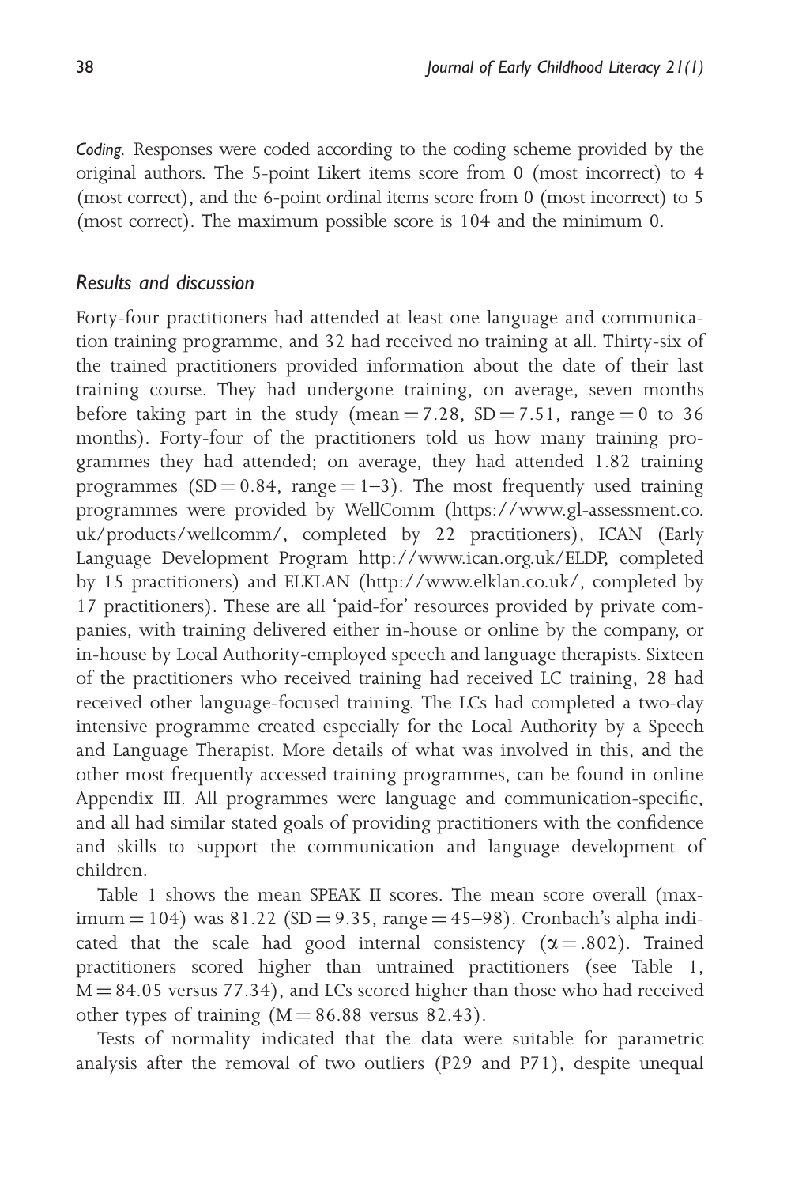*Coding.* Responses were coded according to the coding scheme provided by the original authors. The 5-point Likert items score from 0 (most incorrect) to 4 (most correct), and the 6-point ordinal items score from 0 (most incorrect) to 5 (most correct). The maximum possible score is 104 and the minimum 0.

### *Results and discussion*

Forty-four practitioners had attended at least one language and communication training programme, and 32 had received no training at all. Thirty-six of the trained practitioners provided information about the date of their last training course. They had undergone training, on average, seven months before taking part in the study (mean = 7.28, SD = 7.51, range = 0 to 36 months). Forty-four of the practitioners told us how many training programmes they had attended; on average, they had attended 1.82 training programmes (SD = 0.84, range = 1–3). The most frequently used training programmes were provided by WellComm (https://www.gl-assessment.co.uk/products/wellcomm/, completed by 22 practitioners), ICAN (Early Language Development Program http://www.ican.org.uk/ELDP, completed by 15 practitioners) and ELKLAN (http://www.elklan.co.uk/, completed by 17 practitioners). These are all 'paid-for' resources provided by private companies, with training delivered either in-house or online by the company, or in-house by Local Authority-employed speech and language therapists. Sixteen of the practitioners who received training had received LC training, 28 had received other language-focused training. The LCs had completed a two-day intensive programme created especially for the Local Authority by a Speech and Language Therapist. More details of what was involved in this, and the other most frequently accessed training programmes, can be found in online Appendix III. All programmes were language and communication-specific, and all had similar stated goals of providing practitioners with the confidence and skills to support the communication and language development of children.

Table 1 shows the mean SPEAK II scores. The mean score overall (maximum = 104) was 81.22 (SD = 9.35, range = 45–98). Cronbach's alpha indicated that the scale had good internal consistency ($\alpha = .802$). Trained practitioners scored higher than untrained practitioners (see Table 1, M = 84.05 versus 77.34), and LCs scored higher than those who had received other types of training (M = 86.88 versus 82.43).

Tests of normality indicated that the data were suitable for parametric analysis after the removal of two outliers (P29 and P71), despite unequal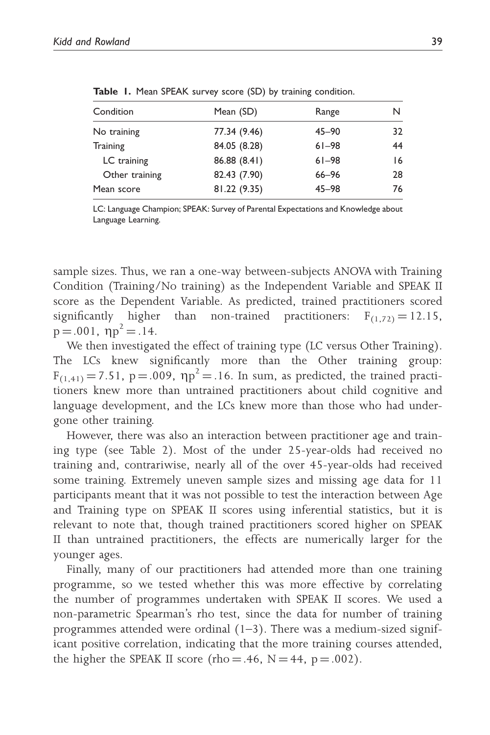**Table 1.** Mean SPEAK survey score (SD) by training condition.

| Condition | Mean (SD) | Range | N |
| --- | --- | --- | --- |
| No training | 77.34 (9.46) | 45–90 | 32 |
| Training | 84.05 (8.28) | 61–98 | 44 |
| LC training | 86.88 (8.41) | 61–98 | 16 |
| Other training | 82.43 (7.90) | 66–96 | 28 |
| Mean score | 81.22 (9.35) | 45–98 | 76 |

LC: Language Champion; SPEAK: Survey of Parental Expectations and Knowledge about Language Learning.

sample sizes. Thus, we ran a one-way between-subjects ANOVA with Training Condition (Training/No training) as the Independent Variable and SPEAK II score as the Dependent Variable. As predicted, trained practitioners scored significantly higher than non-trained practitioners: $F_{(1,72)} = 12.15$, $p = .001$, $\eta p^2 = .14$.

We then investigated the effect of training type (LC versus Other Training). The LCs knew significantly more than the Other training group: $F_{(1,41)} = 7.51$, $p = .009$, $\eta p^2 = .16$. In sum, as predicted, the trained practitioners knew more than untrained practitioners about child cognitive and language development, and the LCs knew more than those who had undergone other training.

However, there was also an interaction between practitioner age and training type (see Table 2). Most of the under 25-year-olds had received no training and, contrariwise, nearly all of the over 45-year-olds had received some training. Extremely uneven sample sizes and missing age data for 11 participants meant that it was not possible to test the interaction between Age and Training type on SPEAK II scores using inferential statistics, but it is relevant to note that, though trained practitioners scored higher on SPEAK II than untrained practitioners, the effects are numerically larger for the younger ages.

Finally, many of our practitioners had attended more than one training programme, so we tested whether this was more effective by correlating the number of programmes undertaken with SPEAK II scores. We used a non-parametric Spearman's rho test, since the data for number of training programmes attended were ordinal (1–3). There was a medium-sized significant positive correlation, indicating that the more training courses attended, the higher the SPEAK II score ($\text{rho} = .46$, $N = 44$, $p = .002$).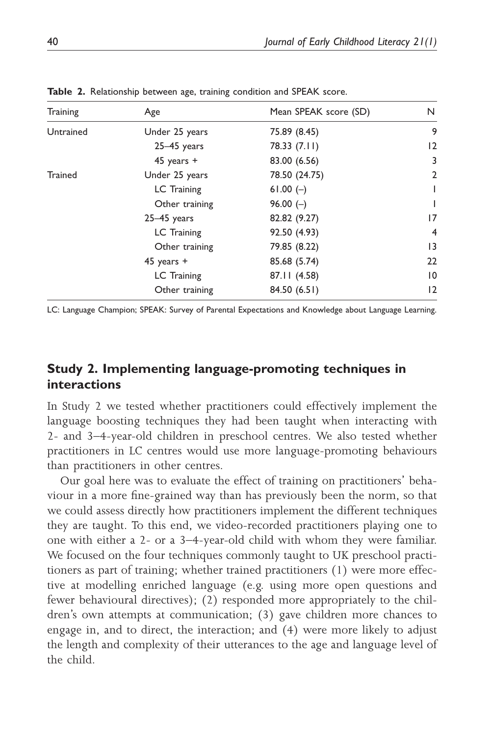**Table 2.** Relationship between age, training condition and SPEAK score.

| Training | Age | Mean SPEAK score (SD) | N |
|---|---|---|---|
| Untrained | Under 25 years | 75.89 (8.45) | 9 |
| | 25–45 years | 78.33 (7.11) | 12 |
| | 45 years + | 83.00 (6.56) | 3 |
| Trained | Under 25 years | 78.50 (24.75) | 2 |
| | LC Training | 61.00 (–) | 1 |
| | Other training | 96.00 (–) | 1 |
| | 25–45 years | 82.82 (9.27) | 17 |
| | LC Training | 92.50 (4.93) | 4 |
| | Other training | 79.85 (8.22) | 13 |
| | 45 years + | 85.68 (5.74) | 22 |
| | LC Training | 87.11 (4.58) | 10 |
| | Other training | 84.50 (6.51) | 12 |

LC: Language Champion; SPEAK: Survey of Parental Expectations and Knowledge about Language Learning.

## Study 2. Implementing language-promoting techniques in interactions

In Study 2 we tested whether practitioners could effectively implement the language boosting techniques they had been taught when interacting with 2- and 3–4-year-old children in preschool centres. We also tested whether practitioners in LC centres would use more language-promoting behaviours than practitioners in other centres.

Our goal here was to evaluate the effect of training on practitioners' behaviour in a more fine-grained way than has previously been the norm, so that we could assess directly how practitioners implement the different techniques they are taught. To this end, we video-recorded practitioners playing one to one with either a 2- or a 3–4-year-old child with whom they were familiar. We focused on the four techniques commonly taught to UK preschool practitioners as part of training; whether trained practitioners (1) were more effective at modelling enriched language (e.g. using more open questions and fewer behavioural directives); (2) responded more appropriately to the children's own attempts at communication; (3) gave children more chances to engage in, and to direct, the interaction; and (4) were more likely to adjust the length and complexity of their utterances to the age and language level of the child.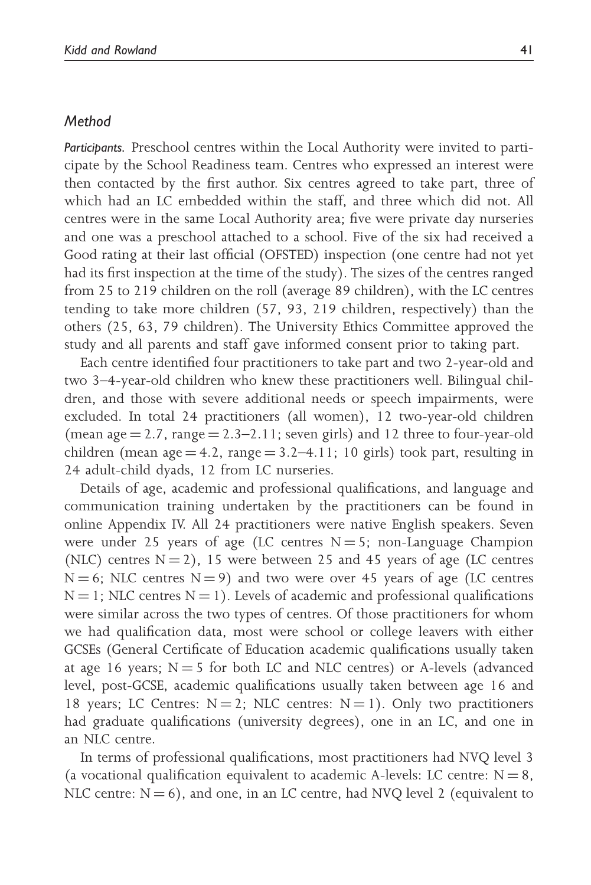## *Method*

***Participants.*** Preschool centres within the Local Authority were invited to participate by the School Readiness team. Centres who expressed an interest were then contacted by the first author. Six centres agreed to take part, three of which had an LC embedded within the staff, and three which did not. All centres were in the same Local Authority area; five were private day nurseries and one was a preschool attached to a school. Five of the six had received a Good rating at their last official (OFSTED) inspection (one centre had not yet had its first inspection at the time of the study). The sizes of the centres ranged from 25 to 219 children on the roll (average 89 children), with the LC centres tending to take more children (57, 93, 219 children, respectively) than the others (25, 63, 79 children). The University Ethics Committee approved the study and all parents and staff gave informed consent prior to taking part.

Each centre identified four practitioners to take part and two 2-year-old and two 3–4-year-old children who knew these practitioners well. Bilingual children, and those with severe additional needs or speech impairments, were excluded. In total 24 practitioners (all women), 12 two-year-old children (mean age = 2.7, range = 2.3–2.11; seven girls) and 12 three to four-year-old children (mean age = 4.2, range = 3.2–4.11; 10 girls) took part, resulting in 24 adult-child dyads, 12 from LC nurseries.

Details of age, academic and professional qualifications, and language and communication training undertaken by the practitioners can be found in online Appendix IV. All 24 practitioners were native English speakers. Seven were under 25 years of age (LC centres N = 5; non-Language Champion (NLC) centres N = 2), 15 were between 25 and 45 years of age (LC centres N = 6; NLC centres N = 9) and two were over 45 years of age (LC centres N = 1; NLC centres N = 1). Levels of academic and professional qualifications were similar across the two types of centres. Of those practitioners for whom we had qualification data, most were school or college leavers with either GCSEs (General Certificate of Education academic qualifications usually taken at age 16 years; N = 5 for both LC and NLC centres) or A-levels (advanced level, post-GCSE, academic qualifications usually taken between age 16 and 18 years; LC Centres: N = 2; NLC centres: N = 1). Only two practitioners had graduate qualifications (university degrees), one in an LC, and one in an NLC centre.

In terms of professional qualifications, most practitioners had NVQ level 3 (a vocational qualification equivalent to academic A-levels: LC centre: N = 8, NLC centre: N = 6), and one, in an LC centre, had NVQ level 2 (equivalent to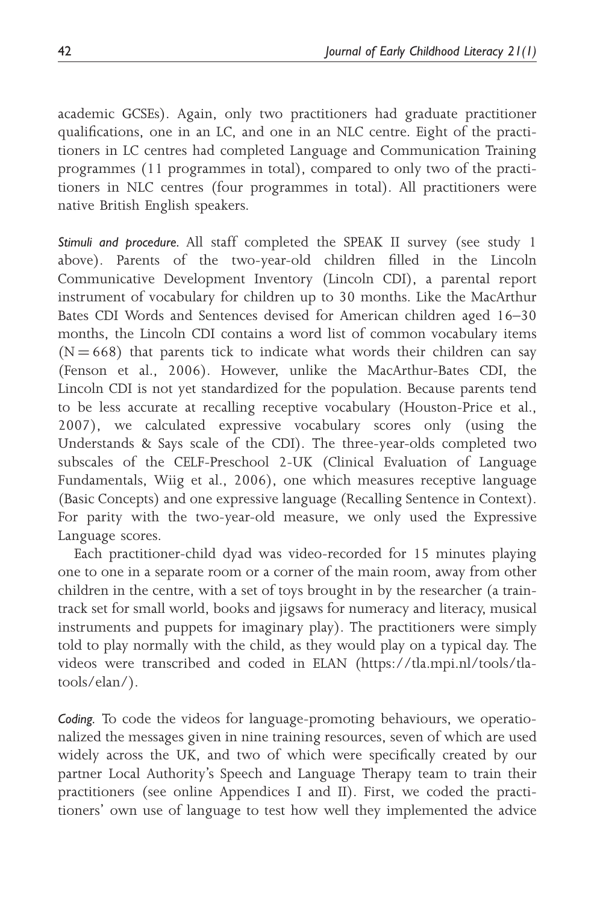academic GCSEs). Again, only two practitioners had graduate practitioner qualifications, one in an LC, and one in an NLC centre. Eight of the practitioners in LC centres had completed Language and Communication Training programmes (11 programmes in total), compared to only two of the practitioners in NLC centres (four programmes in total). All practitioners were native British English speakers.

*Stimuli and procedure.* All staff completed the SPEAK II survey (see study 1 above). Parents of the two-year-old children filled in the Lincoln Communicative Development Inventory (Lincoln CDI), a parental report instrument of vocabulary for children up to 30 months. Like the MacArthur Bates CDI Words and Sentences devised for American children aged 16–30 months, the Lincoln CDI contains a word list of common vocabulary items ($N = 668$) that parents tick to indicate what words their children can say (Fenson et al., 2006). However, unlike the MacArthur-Bates CDI, the Lincoln CDI is not yet standardized for the population. Because parents tend to be less accurate at recalling receptive vocabulary (Houston-Price et al., 2007), we calculated expressive vocabulary scores only (using the Understands & Says scale of the CDI). The three-year-olds completed two subscales of the CELF-Preschool 2-UK (Clinical Evaluation of Language Fundamentals, Wiig et al., 2006), one which measures receptive language (Basic Concepts) and one expressive language (Recalling Sentence in Context). For parity with the two-year-old measure, we only used the Expressive Language scores.

Each practitioner-child dyad was video-recorded for 15 minutes playing one to one in a separate room or a corner of the main room, away from other children in the centre, with a set of toys brought in by the researcher (a train-track set for small world, books and jigsaws for numeracy and literacy, musical instruments and puppets for imaginary play). The practitioners were simply told to play normally with the child, as they would play on a typical day. The videos were transcribed and coded in ELAN (https://tla.mpi.nl/tools/tla-tools/elan/).

*Coding.* To code the videos for language-promoting behaviours, we operationalized the messages given in nine training resources, seven of which are used widely across the UK, and two of which were specifically created by our partner Local Authority's Speech and Language Therapy team to train their practitioners (see online Appendices I and II). First, we coded the practitioners' own use of language to test how well they implemented the advice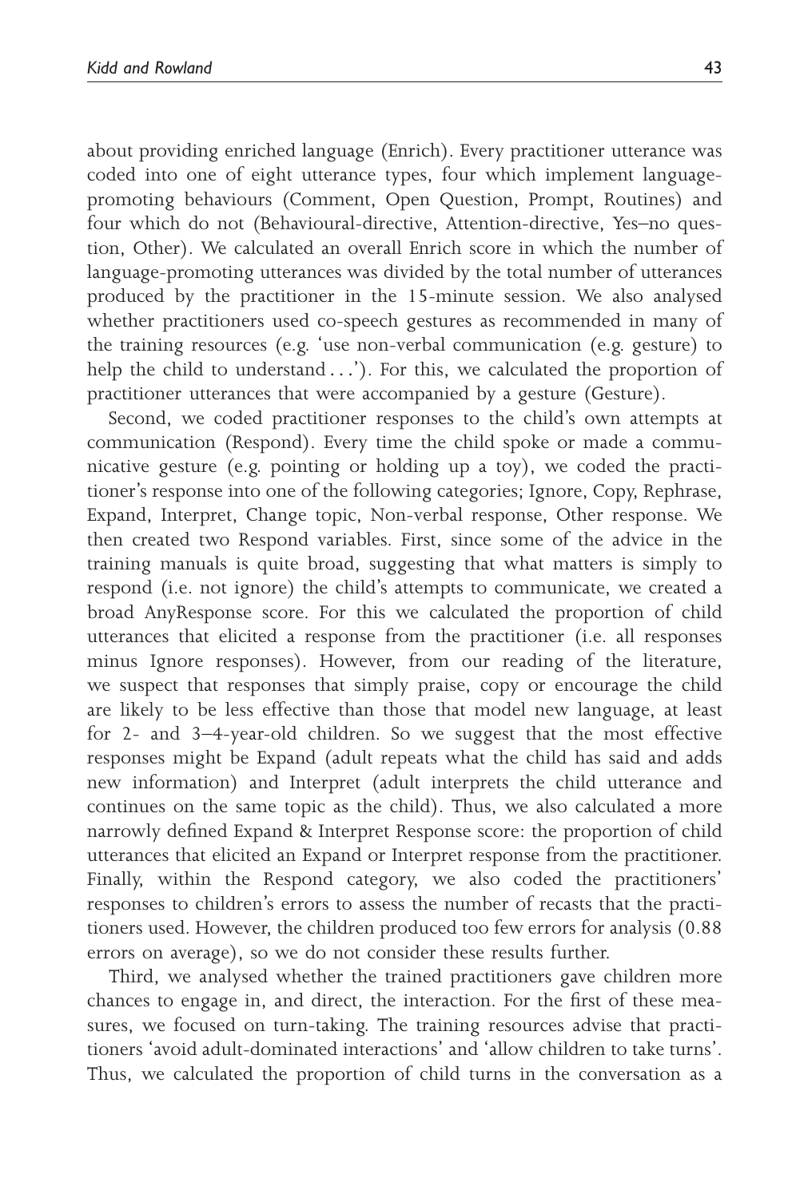about providing enriched language (Enrich). Every practitioner utterance was coded into one of eight utterance types, four which implement language-promoting behaviours (Comment, Open Question, Prompt, Routines) and four which do not (Behavioural-directive, Attention-directive, Yes–no question, Other). We calculated an overall Enrich score in which the number of language-promoting utterances was divided by the total number of utterances produced by the practitioner in the 15-minute session. We also analysed whether practitioners used co-speech gestures as recommended in many of the training resources (e.g. 'use non-verbal communication (e.g. gesture) to help the child to understand...'). For this, we calculated the proportion of practitioner utterances that were accompanied by a gesture (Gesture).

Second, we coded practitioner responses to the child's own attempts at communication (Respond). Every time the child spoke or made a communicative gesture (e.g. pointing or holding up a toy), we coded the practitioner's response into one of the following categories; Ignore, Copy, Rephrase, Expand, Interpret, Change topic, Non-verbal response, Other response. We then created two Respond variables. First, since some of the advice in the training manuals is quite broad, suggesting that what matters is simply to respond (i.e. not ignore) the child's attempts to communicate, we created a broad AnyResponse score. For this we calculated the proportion of child utterances that elicited a response from the practitioner (i.e. all responses minus Ignore responses). However, from our reading of the literature, we suspect that responses that simply praise, copy or encourage the child are likely to be less effective than those that model new language, at least for 2- and 3–4-year-old children. So we suggest that the most effective responses might be Expand (adult repeats what the child has said and adds new information) and Interpret (adult interprets the child utterance and continues on the same topic as the child). Thus, we also calculated a more narrowly defined Expand & Interpret Response score: the proportion of child utterances that elicited an Expand or Interpret response from the practitioner. Finally, within the Respond category, we also coded the practitioners' responses to children's errors to assess the number of recasts that the practitioners used. However, the children produced too few errors for analysis (0.88 errors on average), so we do not consider these results further.

Third, we analysed whether the trained practitioners gave children more chances to engage in, and direct, the interaction. For the first of these measures, we focused on turn-taking. The training resources advise that practitioners 'avoid adult-dominated interactions' and 'allow children to take turns'. Thus, we calculated the proportion of child turns in the conversation as a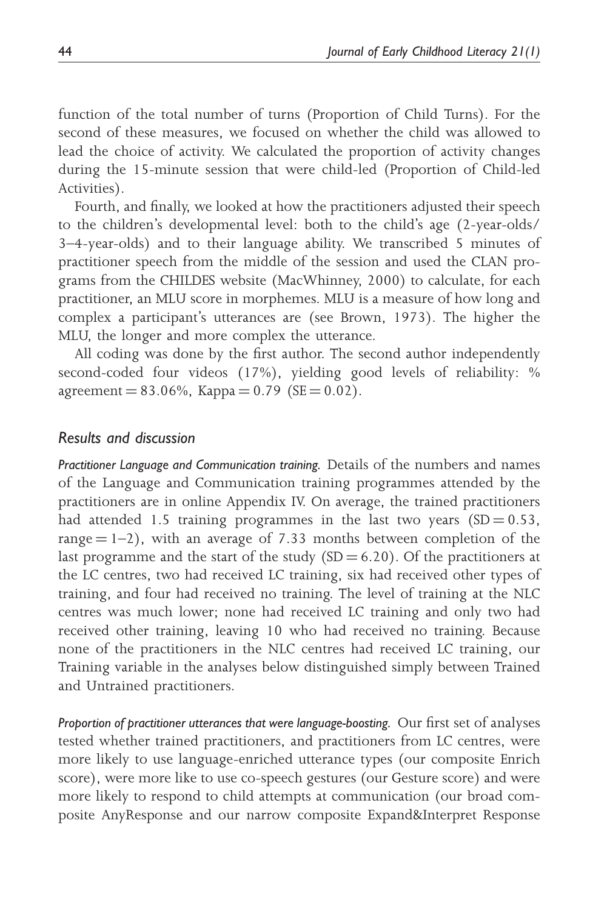function of the total number of turns (Proportion of Child Turns). For the second of these measures, we focused on whether the child was allowed to lead the choice of activity. We calculated the proportion of activity changes during the 15-minute session that were child-led (Proportion of Child-led Activities).

Fourth, and finally, we looked at how the practitioners adjusted their speech to the children's developmental level: both to the child's age (2-year-olds/3–4-year-olds) and to their language ability. We transcribed 5 minutes of practitioner speech from the middle of the session and used the CLAN programs from the CHILDES website (MacWhinney, 2000) to calculate, for each practitioner, an MLU score in morphemes. MLU is a measure of how long and complex a participant's utterances are (see Brown, 1973). The higher the MLU, the longer and more complex the utterance.

All coding was done by the first author. The second author independently second-coded four videos (17%), yielding good levels of reliability: % agreement = 83.06%, Kappa = 0.79 (SE = 0.02).

### *Results and discussion*

*Practitioner Language and Communication training.* Details of the numbers and names of the Language and Communication training programmes attended by the practitioners are in online Appendix IV. On average, the trained practitioners had attended 1.5 training programmes in the last two years (SD = 0.53, range = 1–2), with an average of 7.33 months between completion of the last programme and the start of the study (SD = 6.20). Of the practitioners at the LC centres, two had received LC training, six had received other types of training, and four had received no training. The level of training at the NLC centres was much lower; none had received LC training and only two had received other training, leaving 10 who had received no training. Because none of the practitioners in the NLC centres had received LC training, our Training variable in the analyses below distinguished simply between Trained and Untrained practitioners.

*Proportion of practitioner utterances that were language-boosting.* Our first set of analyses tested whether trained practitioners, and practitioners from LC centres, were more likely to use language-enriched utterance types (our composite Enrich score), were more like to use co-speech gestures (our Gesture score) and were more likely to respond to child attempts at communication (our broad composite AnyResponse and our narrow composite Expand&Interpret Response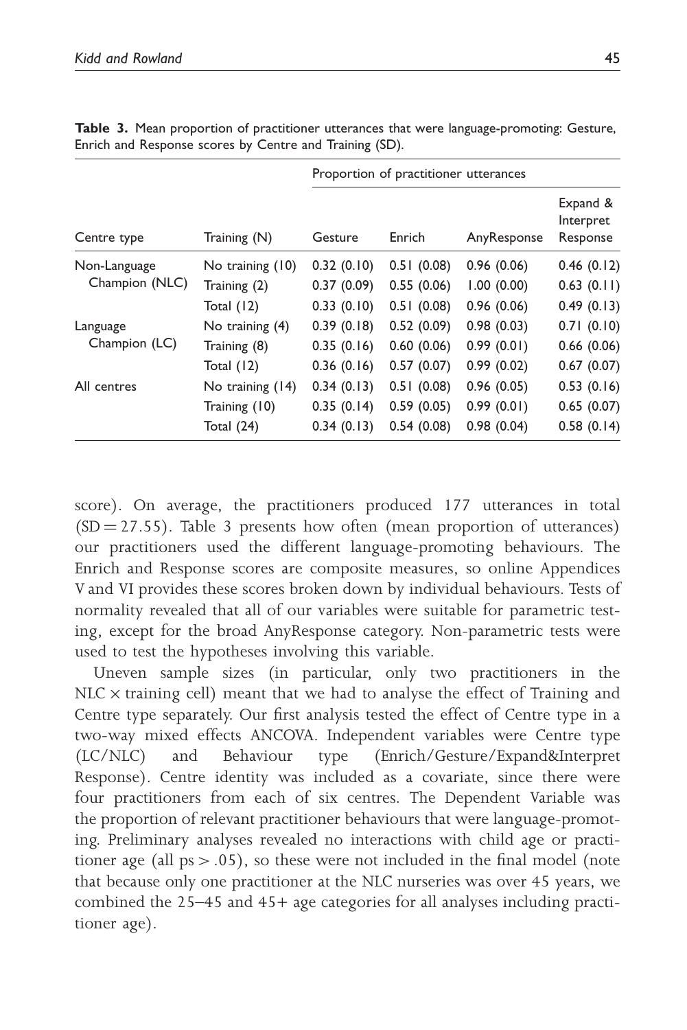**Table 3.** Mean proportion of practitioner utterances that were language-promoting: Gesture, Enrich and Response scores by Centre and Training (SD).

| Centre type | Training (N) | Proportion of practitioner utterances | | | |
|---|---|---|---|---|---|
| | | Gesture | Enrich | AnyResponse | Expand & Interpret Response |
| Non-Language Champion (NLC) | No training (10) | 0.32 (0.10) | 0.51 (0.08) | 0.96 (0.06) | 0.46 (0.12) |
| | Training (2) | 0.37 (0.09) | 0.55 (0.06) | 1.00 (0.00) | 0.63 (0.11) |
| | Total (12) | 0.33 (0.10) | 0.51 (0.08) | 0.96 (0.06) | 0.49 (0.13) |
| Language Champion (LC) | No training (4) | 0.39 (0.18) | 0.52 (0.09) | 0.98 (0.03) | 0.71 (0.10) |
| | Training (8) | 0.35 (0.16) | 0.60 (0.06) | 0.99 (0.01) | 0.66 (0.06) |
| | Total (12) | 0.36 (0.16) | 0.57 (0.07) | 0.99 (0.02) | 0.67 (0.07) |
| All centres | No training (14) | 0.34 (0.13) | 0.51 (0.08) | 0.96 (0.05) | 0.53 (0.16) |
| | Training (10) | 0.35 (0.14) | 0.59 (0.05) | 0.99 (0.01) | 0.65 (0.07) |
| | Total (24) | 0.34 (0.13) | 0.54 (0.08) | 0.98 (0.04) | 0.58 (0.14) |

score). On average, the practitioners produced 177 utterances in total ($SD = 27.55$). Table 3 presents how often (mean proportion of utterances) our practitioners used the different language-promoting behaviours. The Enrich and Response scores are composite measures, so online Appendices V and VI provides these scores broken down by individual behaviours. Tests of normality revealed that all of our variables were suitable for parametric testing, except for the broad AnyResponse category. Non-parametric tests were used to test the hypotheses involving this variable.

Uneven sample sizes (in particular, only two practitioners in the NLC × training cell) meant that we had to analyse the effect of Training and Centre type separately. Our first analysis tested the effect of Centre type in a two-way mixed effects ANCOVA. Independent variables were Centre type (LC/NLC) and Behaviour type (Enrich/Gesture/Expand&Interpret Response). Centre identity was included as a covariate, since there were four practitioners from each of six centres. The Dependent Variable was the proportion of relevant practitioner behaviours that were language-promoting. Preliminary analyses revealed no interactions with child age or practitioner age (all $ps > .05$), so these were not included in the final model (note that because only one practitioner at the NLC nurseries was over 45 years, we combined the 25–45 and 45+ age categories for all analyses including practitioner age).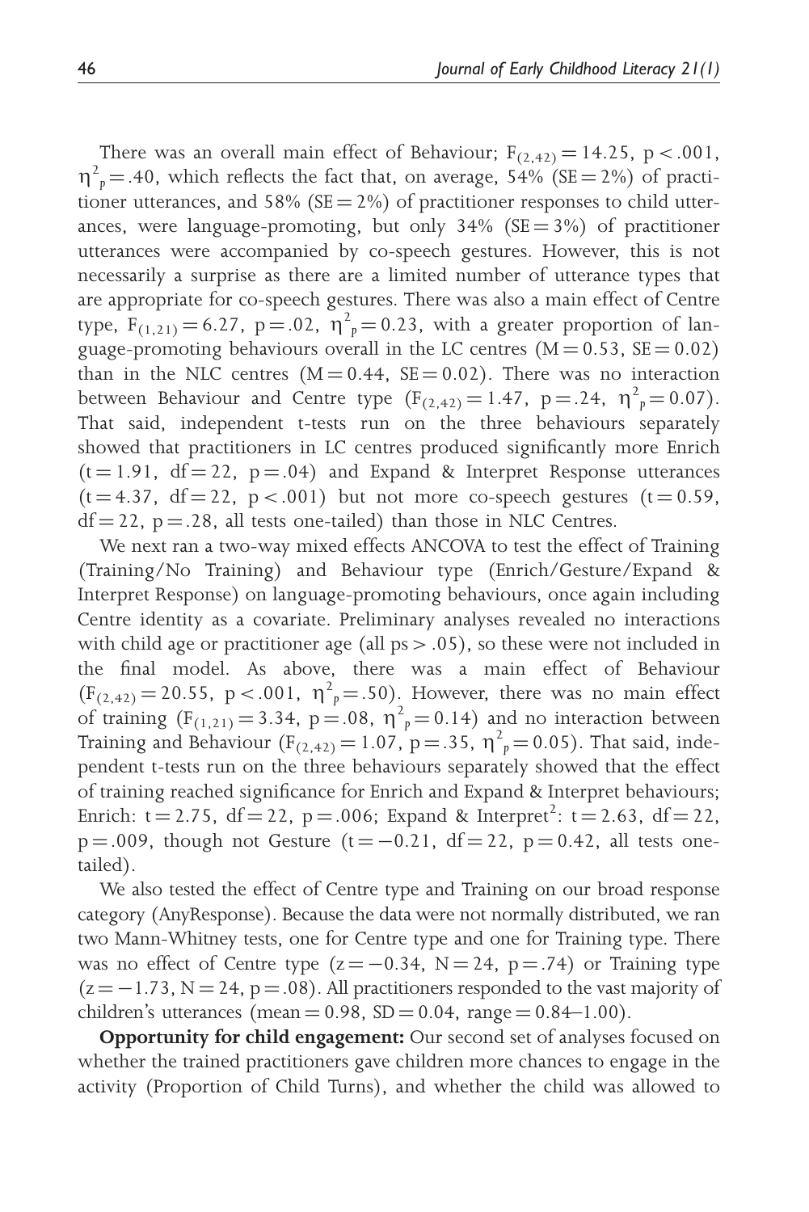There was an overall main effect of Behaviour; $F_{(2,42)} = 14.25$, $p < .001$, $\eta^2_p = .40$, which reflects the fact that, on average, 54% (SE = 2%) of practitioner utterances, and 58% (SE = 2%) of practitioner responses to child utterances, were language-promoting, but only 34% (SE = 3%) of practitioner utterances were accompanied by co-speech gestures. However, this is not necessarily a surprise as there are a limited number of utterance types that are appropriate for co-speech gestures. There was also a main effect of Centre type, $F_{(1,21)} = 6.27$, $p = .02$, $\eta^2_p = 0.23$, with a greater proportion of language-promoting behaviours overall in the LC centres (M = 0.53, SE = 0.02) than in the NLC centres (M = 0.44, SE = 0.02). There was no interaction between Behaviour and Centre type ($F_{(2,42)} = 1.47$, $p = .24$, $\eta^2_p = 0.07$). That said, independent t-tests run on the three behaviours separately showed that practitioners in LC centres produced significantly more Enrich ($t = 1.91$, $df = 22$, $p = .04$) and Expand & Interpret Response utterances ($t = 4.37$, $df = 22$, $p < .001$) but not more co-speech gestures ($t = 0.59$, $df = 22$, $p = .28$, all tests one-tailed) than those in NLC Centres.

We next ran a two-way mixed effects ANCOVA to test the effect of Training (Training/No Training) and Behaviour type (Enrich/Gesture/Expand & Interpret Response) on language-promoting behaviours, once again including Centre identity as a covariate. Preliminary analyses revealed no interactions with child age or practitioner age (all ps > .05), so these were not included in the final model. As above, there was a main effect of Behaviour ($F_{(2,42)} = 20.55$, $p < .001$, $\eta^2_p = .50$). However, there was no main effect of training ($F_{(1,21)} = 3.34$, $p = .08$, $\eta^2_p = 0.14$) and no interaction between Training and Behaviour ($F_{(2,42)} = 1.07$, $p = .35$, $\eta^2_p = 0.05$). That said, independent t-tests run on the three behaviours separately showed that the effect of training reached significance for Enrich and Expand & Interpret behaviours; Enrich: $t = 2.75$, $df = 22$, $p = .006$; Expand & Interpret[2]: $t = 2.63$, $df = 22$, $p = .009$, though not Gesture ($t = -0.21$, $df = 22$, $p = 0.42$, all tests one-tailed).

We also tested the effect of Centre type and Training on our broad response category (AnyResponse). Because the data were not normally distributed, we ran two Mann-Whitney tests, one for Centre type and one for Training type. There was no effect of Centre type ($z = -0.34$, $N = 24$, $p = .74$) or Training type ($z = -1.73$, $N = 24$, $p = .08$). All practitioners responded to the vast majority of children's utterances (mean = 0.98, SD = 0.04, range = 0.84–1.00).

**Opportunity for child engagement:** Our second set of analyses focused on whether the trained practitioners gave children more chances to engage in the activity (Proportion of Child Turns), and whether the child was allowed to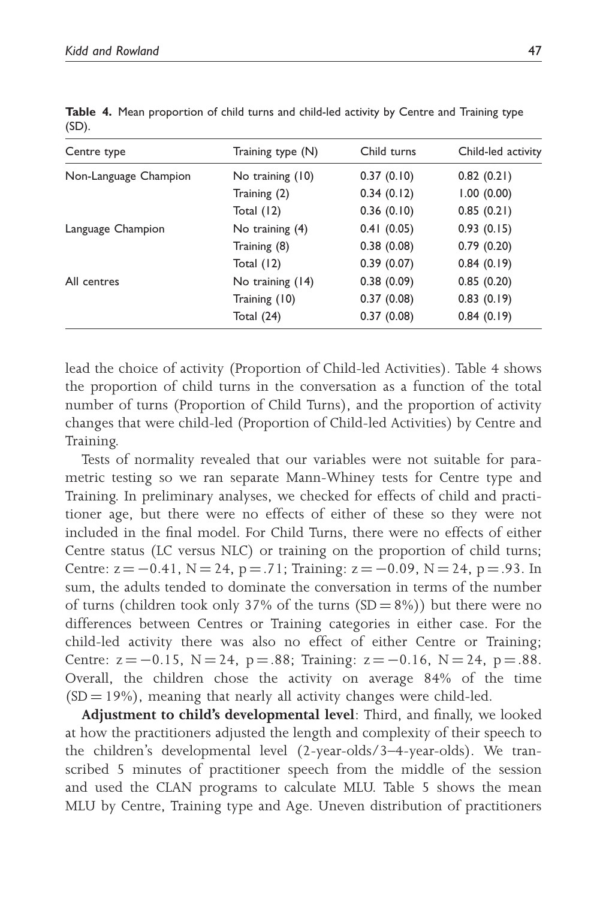**Table 4.** Mean proportion of child turns and child-led activity by Centre and Training type (SD).

| Centre type | Training type (N) | Child turns | Child-led activity |
|---|---|---|---|
| Non-Language Champion | No training (10) | 0.37 (0.10) | 0.82 (0.21) |
| | Training (2) | 0.34 (0.12) | 1.00 (0.00) |
| | Total (12) | 0.36 (0.10) | 0.85 (0.21) |
| Language Champion | No training (4) | 0.41 (0.05) | 0.93 (0.15) |
| | Training (8) | 0.38 (0.08) | 0.79 (0.20) |
| | Total (12) | 0.39 (0.07) | 0.84 (0.19) |
| All centres | No training (14) | 0.38 (0.09) | 0.85 (0.20) |
| | Training (10) | 0.37 (0.08) | 0.83 (0.19) |
| | Total (24) | 0.37 (0.08) | 0.84 (0.19) |

lead the choice of activity (Proportion of Child-led Activities). Table 4 shows the proportion of child turns in the conversation as a function of the total number of turns (Proportion of Child Turns), and the proportion of activity changes that were child-led (Proportion of Child-led Activities) by Centre and Training.

Tests of normality revealed that our variables were not suitable for parametric testing so we ran separate Mann-Whiney tests for Centre type and Training. In preliminary analyses, we checked for effects of child and practitioner age, but there were no effects of either of these so they were not included in the final model. For Child Turns, there were no effects of either Centre status (LC versus NLC) or training on the proportion of child turns; Centre: $z = -0.41$, $N = 24$, $p = .71$; Training: $z = -0.09$, $N = 24$, $p = .93$. In sum, the adults tended to dominate the conversation in terms of the number of turns (children took only 37% of the turns ($SD = 8\%$)) but there were no differences between Centres or Training categories in either case. For the child-led activity there was also no effect of either Centre or Training; Centre: $z = -0.15$, $N = 24$, $p = .88$; Training: $z = -0.16$, $N = 24$, $p = .88$. Overall, the children chose the activity on average 84% of the time ($SD = 19\%$), meaning that nearly all activity changes were child-led.

**Adjustment to child's developmental level**: Third, and finally, we looked at how the practitioners adjusted the length and complexity of their speech to the children's developmental level (2-year-olds/3–4-year-olds). We transcribed 5 minutes of practitioner speech from the middle of the session and used the CLAN programs to calculate MLU. Table 5 shows the mean MLU by Centre, Training type and Age. Uneven distribution of practitioners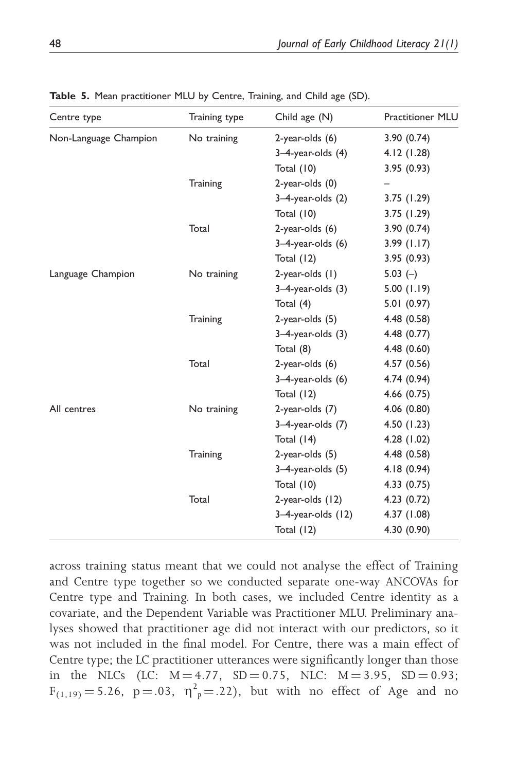**Table 5.** Mean practitioner MLU by Centre, Training, and Child age (SD).

| Centre type | Training type | Child age (N) | Practitioner MLU |
|---|---|---|---|
| Non-Language Champion | No training | 2-year-olds (6) | 3.90 (0.74) |
| | | 3–4-year-olds (4) | 4.12 (1.28) |
| | | Total (10) | 3.95 (0.93) |
| | Training | 2-year-olds (0) | – |
| | | 3–4-year-olds (2) | 3.75 (1.29) |
| | | Total (10) | 3.75 (1.29) |
| | Total | 2-year-olds (6) | 3.90 (0.74) |
| | | 3–4-year-olds (6) | 3.99 (1.17) |
| | | Total (12) | 3.95 (0.93) |
| Language Champion | No training | 2-year-olds (1) | 5.03 (–) |
| | | 3–4-year-olds (3) | 5.00 (1.19) |
| | | Total (4) | 5.01 (0.97) |
| | Training | 2-year-olds (5) | 4.48 (0.58) |
| | | 3–4-year-olds (3) | 4.48 (0.77) |
| | | Total (8) | 4.48 (0.60) |
| | Total | 2-year-olds (6) | 4.57 (0.56) |
| | | 3–4-year-olds (6) | 4.74 (0.94) |
| | | Total (12) | 4.66 (0.75) |
| All centres | No training | 2-year-olds (7) | 4.06 (0.80) |
| | | 3–4-year-olds (7) | 4.50 (1.23) |
| | | Total (14) | 4.28 (1.02) |
| | Training | 2-year-olds (5) | 4.48 (0.58) |
| | | 3–4-year-olds (5) | 4.18 (0.94) |
| | | Total (10) | 4.33 (0.75) |
| | Total | 2-year-olds (12) | 4.23 (0.72) |
| | | 3–4-year-olds (12) | 4.37 (1.08) |
| | | Total (12) | 4.30 (0.90) |

across training status meant that we could not analyse the effect of Training and Centre type together so we conducted separate one-way ANCOVAs for Centre type and Training. In both cases, we included Centre identity as a covariate, and the Dependent Variable was Practitioner MLU. Preliminary analyses showed that practitioner age did not interact with our predictors, so it was not included in the final model. For Centre, there was a main effect of Centre type; the LC practitioner utterances were significantly longer than those in the NLCs (LC: $M = 4.77$, $SD = 0.75$, NLC: $M = 3.95$, $SD = 0.93$; $F_{(1,19)} = 5.26$, $p = .03$, $\eta^2_p = .22$), but with no effect of Age and no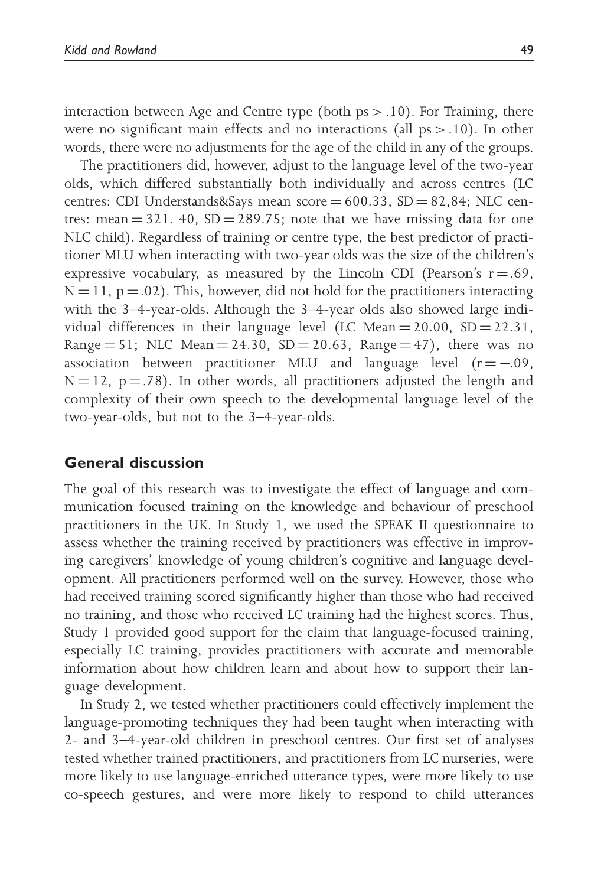interaction between Age and Centre type (both $ps > .10$). For Training, there were no significant main effects and no interactions (all $ps > .10$). In other words, there were no adjustments for the age of the child in any of the groups.

The practitioners did, however, adjust to the language level of the two-year olds, which differed substantially both individually and across centres (LC centres: CDI Understands&Says mean score = 600.33, SD = 82,84; NLC centres: mean = 321. 40, SD = 289.75; note that we have missing data for one NLC child). Regardless of training or centre type, the best predictor of practitioner MLU when interacting with two-year olds was the size of the children's expressive vocabulary, as measured by the Lincoln CDI (Pearson's $r = .69$, $N = 11$, $p = .02$). This, however, did not hold for the practitioners interacting with the 3–4-year-olds. Although the 3–4-year olds also showed large individual differences in their language level (LC Mean = 20.00, SD = 22.31, Range = 51; NLC Mean = 24.30, SD = 20.63, Range = 47), there was no association between practitioner MLU and language level ($r = -.09$, $N = 12$, $p = .78$). In other words, all practitioners adjusted the length and complexity of their own speech to the developmental language level of the two-year-olds, but not to the 3–4-year-olds.

## General discussion

The goal of this research was to investigate the effect of language and communication focused training on the knowledge and behaviour of preschool practitioners in the UK. In Study 1, we used the SPEAK II questionnaire to assess whether the training received by practitioners was effective in improving caregivers' knowledge of young children's cognitive and language development. All practitioners performed well on the survey. However, those who had received training scored significantly higher than those who had received no training, and those who received LC training had the highest scores. Thus, Study 1 provided good support for the claim that language-focused training, especially LC training, provides practitioners with accurate and memorable information about how children learn and about how to support their language development.

In Study 2, we tested whether practitioners could effectively implement the language-promoting techniques they had been taught when interacting with 2- and 3–4-year-old children in preschool centres. Our first set of analyses tested whether trained practitioners, and practitioners from LC nurseries, were more likely to use language-enriched utterance types, were more likely to use co-speech gestures, and were more likely to respond to child utterances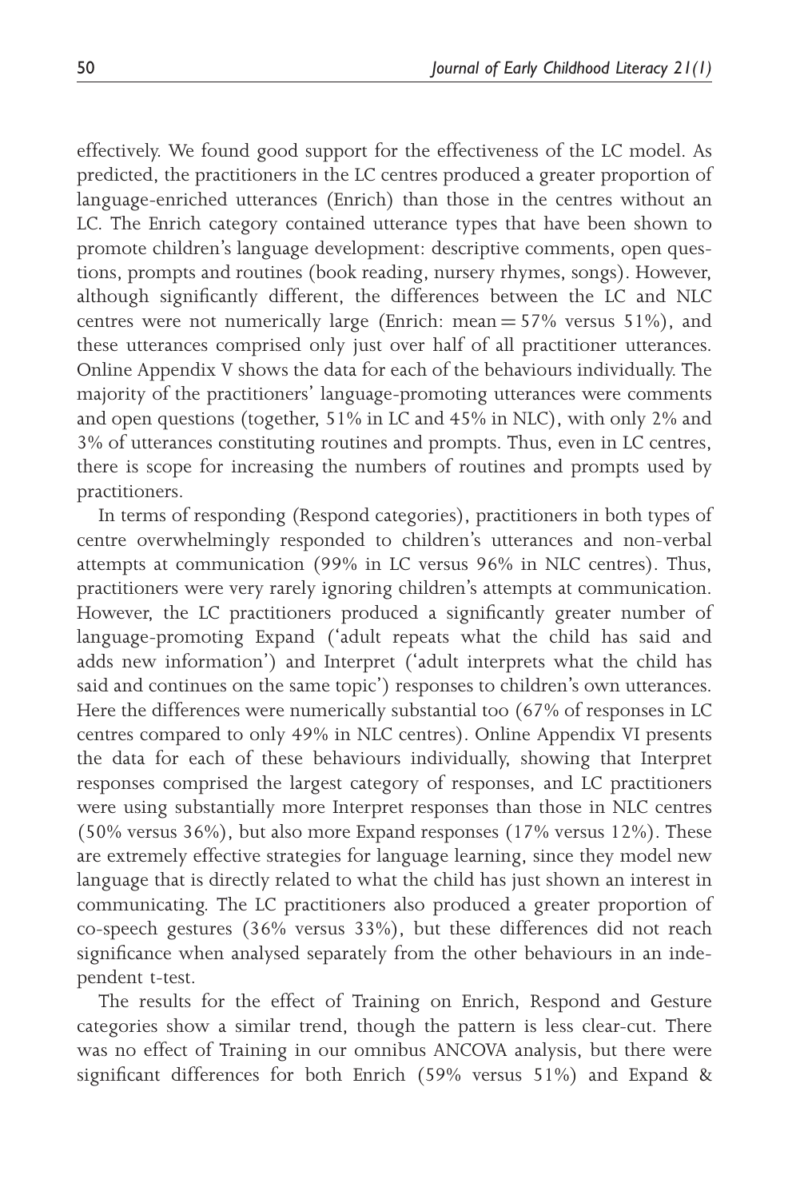effectively. We found good support for the effectiveness of the LC model. As predicted, the practitioners in the LC centres produced a greater proportion of language-enriched utterances (Enrich) than those in the centres without an LC. The Enrich category contained utterance types that have been shown to promote children's language development: descriptive comments, open questions, prompts and routines (book reading, nursery rhymes, songs). However, although significantly different, the differences between the LC and NLC centres were not numerically large (Enrich: mean = 57% versus 51%), and these utterances comprised only just over half of all practitioner utterances. Online Appendix V shows the data for each of the behaviours individually. The majority of the practitioners' language-promoting utterances were comments and open questions (together, 51% in LC and 45% in NLC), with only 2% and 3% of utterances constituting routines and prompts. Thus, even in LC centres, there is scope for increasing the numbers of routines and prompts used by practitioners.

In terms of responding (Respond categories), practitioners in both types of centre overwhelmingly responded to children's utterances and non-verbal attempts at communication (99% in LC versus 96% in NLC centres). Thus, practitioners were very rarely ignoring children's attempts at communication. However, the LC practitioners produced a significantly greater number of language-promoting Expand ('adult repeats what the child has said and adds new information') and Interpret ('adult interprets what the child has said and continues on the same topic') responses to children's own utterances. Here the differences were numerically substantial too (67% of responses in LC centres compared to only 49% in NLC centres). Online Appendix VI presents the data for each of these behaviours individually, showing that Interpret responses comprised the largest category of responses, and LC practitioners were using substantially more Interpret responses than those in NLC centres (50% versus 36%), but also more Expand responses (17% versus 12%). These are extremely effective strategies for language learning, since they model new language that is directly related to what the child has just shown an interest in communicating. The LC practitioners also produced a greater proportion of co-speech gestures (36% versus 33%), but these differences did not reach significance when analysed separately from the other behaviours in an independent t-test.

The results for the effect of Training on Enrich, Respond and Gesture categories show a similar trend, though the pattern is less clear-cut. There was no effect of Training in our omnibus ANCOVA analysis, but there were significant differences for both Enrich (59% versus 51%) and Expand &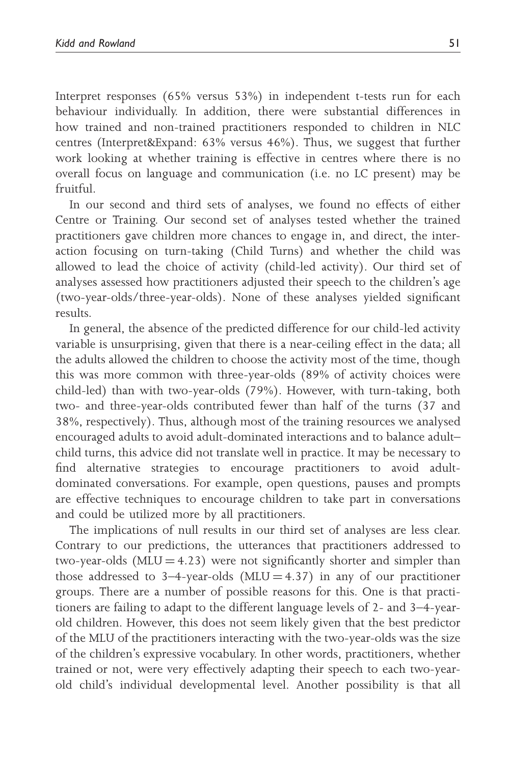Interpret responses (65% versus 53%) in independent t-tests run for each behaviour individually. In addition, there were substantial differences in how trained and non-trained practitioners responded to children in NLC centres (Interpret&Expand: 63% versus 46%). Thus, we suggest that further work looking at whether training is effective in centres where there is no overall focus on language and communication (i.e. no LC present) may be fruitful.

In our second and third sets of analyses, we found no effects of either Centre or Training. Our second set of analyses tested whether the trained practitioners gave children more chances to engage in, and direct, the interaction focusing on turn-taking (Child Turns) and whether the child was allowed to lead the choice of activity (child-led activity). Our third set of analyses assessed how practitioners adjusted their speech to the children's age (two-year-olds/three-year-olds). None of these analyses yielded significant results.

In general, the absence of the predicted difference for our child-led activity variable is unsurprising, given that there is a near-ceiling effect in the data; all the adults allowed the children to choose the activity most of the time, though this was more common with three-year-olds (89% of activity choices were child-led) than with two-year-olds (79%). However, with turn-taking, both two- and three-year-olds contributed fewer than half of the turns (37 and 38%, respectively). Thus, although most of the training resources we analysed encouraged adults to avoid adult-dominated interactions and to balance adult–child turns, this advice did not translate well in practice. It may be necessary to find alternative strategies to encourage practitioners to avoid adult-dominated conversations. For example, open questions, pauses and prompts are effective techniques to encourage children to take part in conversations and could be utilized more by all practitioners.

The implications of null results in our third set of analyses are less clear. Contrary to our predictions, the utterances that practitioners addressed to two-year-olds (MLU = 4.23) were not significantly shorter and simpler than those addressed to 3–4-year-olds (MLU = 4.37) in any of our practitioner groups. There are a number of possible reasons for this. One is that practitioners are failing to adapt to the different language levels of 2- and 3–4-year-old children. However, this does not seem likely given that the best predictor of the MLU of the practitioners interacting with the two-year-olds was the size of the children's expressive vocabulary. In other words, practitioners, whether trained or not, were very effectively adapting their speech to each two-year-old child's individual developmental level. Another possibility is that all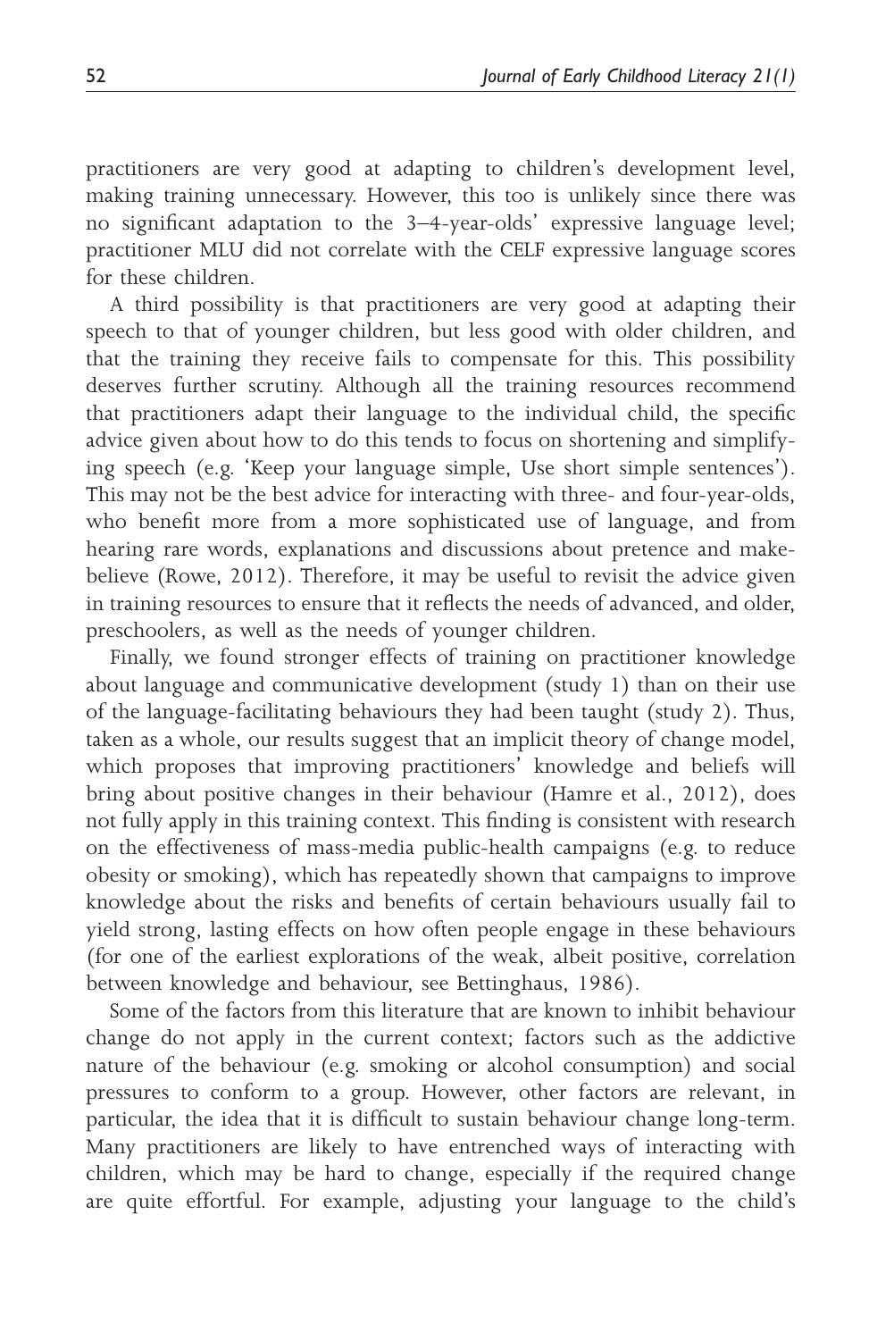practitioners are very good at adapting to children's development level, making training unnecessary. However, this too is unlikely since there was no significant adaptation to the 3–4-year-olds' expressive language level; practitioner MLU did not correlate with the CELF expressive language scores for these children.

A third possibility is that practitioners are very good at adapting their speech to that of younger children, but less good with older children, and that the training they receive fails to compensate for this. This possibility deserves further scrutiny. Although all the training resources recommend that practitioners adapt their language to the individual child, the specific advice given about how to do this tends to focus on shortening and simplifying speech (e.g. 'Keep your language simple, Use short simple sentences'). This may not be the best advice for interacting with three- and four-year-olds, who benefit more from a more sophisticated use of language, and from hearing rare words, explanations and discussions about pretence and make-believe (Rowe, 2012). Therefore, it may be useful to revisit the advice given in training resources to ensure that it reflects the needs of advanced, and older, preschoolers, as well as the needs of younger children.

Finally, we found stronger effects of training on practitioner knowledge about language and communicative development (study 1) than on their use of the language-facilitating behaviours they had been taught (study 2). Thus, taken as a whole, our results suggest that an implicit theory of change model, which proposes that improving practitioners' knowledge and beliefs will bring about positive changes in their behaviour (Hamre et al., 2012), does not fully apply in this training context. This finding is consistent with research on the effectiveness of mass-media public-health campaigns (e.g. to reduce obesity or smoking), which has repeatedly shown that campaigns to improve knowledge about the risks and benefits of certain behaviours usually fail to yield strong, lasting effects on how often people engage in these behaviours (for one of the earliest explorations of the weak, albeit positive, correlation between knowledge and behaviour, see Bettinghaus, 1986).

Some of the factors from this literature that are known to inhibit behaviour change do not apply in the current context; factors such as the addictive nature of the behaviour (e.g. smoking or alcohol consumption) and social pressures to conform to a group. However, other factors are relevant, in particular, the idea that it is difficult to sustain behaviour change long-term. Many practitioners are likely to have entrenched ways of interacting with children, which may be hard to change, especially if the required change are quite effortful. For example, adjusting your language to the child's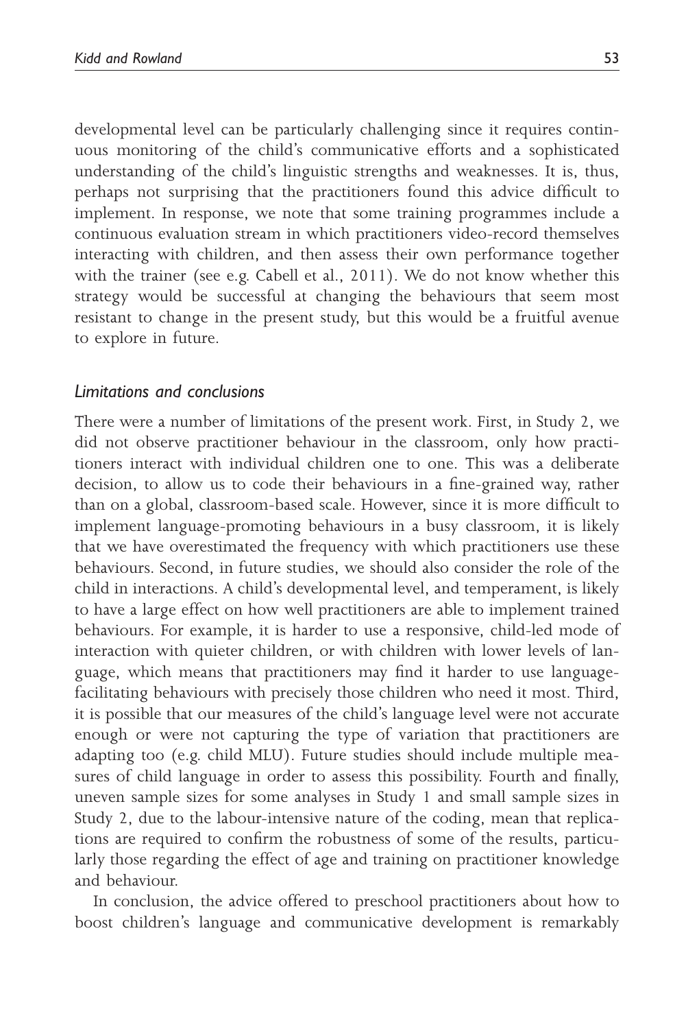developmental level can be particularly challenging since it requires continuous monitoring of the child's communicative efforts and a sophisticated understanding of the child's linguistic strengths and weaknesses. It is, thus, perhaps not surprising that the practitioners found this advice difficult to implement. In response, we note that some training programmes include a continuous evaluation stream in which practitioners video-record themselves interacting with children, and then assess their own performance together with the trainer (see e.g. Cabell et al., 2011). We do not know whether this strategy would be successful at changing the behaviours that seem most resistant to change in the present study, but this would be a fruitful avenue to explore in future.

### *Limitations and conclusions*

There were a number of limitations of the present work. First, in Study 2, we did not observe practitioner behaviour in the classroom, only how practitioners interact with individual children one to one. This was a deliberate decision, to allow us to code their behaviours in a fine-grained way, rather than on a global, classroom-based scale. However, since it is more difficult to implement language-promoting behaviours in a busy classroom, it is likely that we have overestimated the frequency with which practitioners use these behaviours. Second, in future studies, we should also consider the role of the child in interactions. A child's developmental level, and temperament, is likely to have a large effect on how well practitioners are able to implement trained behaviours. For example, it is harder to use a responsive, child-led mode of interaction with quieter children, or with children with lower levels of language, which means that practitioners may find it harder to use language-facilitating behaviours with precisely those children who need it most. Third, it is possible that our measures of the child's language level were not accurate enough or were not capturing the type of variation that practitioners are adapting too (e.g. child MLU). Future studies should include multiple measures of child language in order to assess this possibility. Fourth and finally, uneven sample sizes for some analyses in Study 1 and small sample sizes in Study 2, due to the labour-intensive nature of the coding, mean that replications are required to confirm the robustness of some of the results, particularly those regarding the effect of age and training on practitioner knowledge and behaviour.

In conclusion, the advice offered to preschool practitioners about how to boost children's language and communicative development is remarkably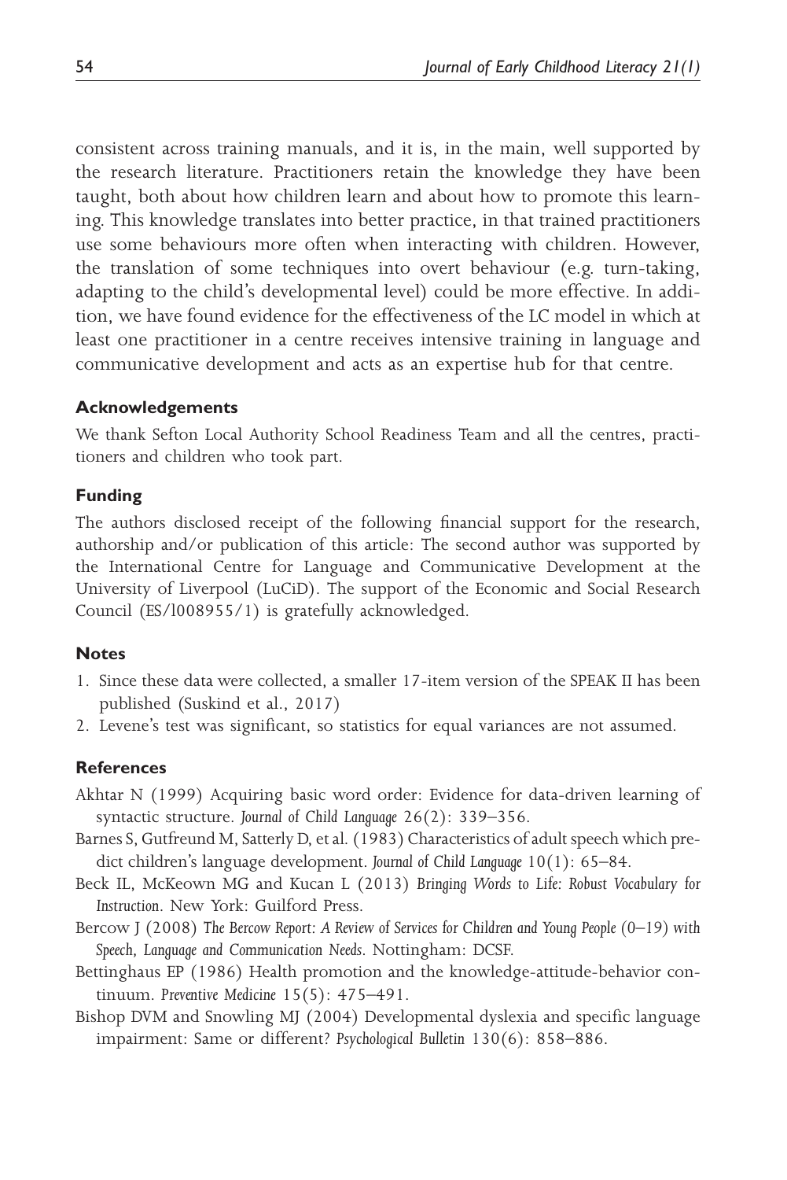consistent across training manuals, and it is, in the main, well supported by the research literature. Practitioners retain the knowledge they have been taught, both about how children learn and about how to promote this learning. This knowledge translates into better practice, in that trained practitioners use some behaviours more often when interacting with children. However, the translation of some techniques into overt behaviour (e.g. turn-taking, adapting to the child's developmental level) could be more effective. In addition, we have found evidence for the effectiveness of the LC model in which at least one practitioner in a centre receives intensive training in language and communicative development and acts as an expertise hub for that centre.

### Acknowledgements

We thank Sefton Local Authority School Readiness Team and all the centres, practitioners and children who took part.

### Funding

The authors disclosed receipt of the following financial support for the research, authorship and/or publication of this article: The second author was supported by the International Centre for Language and Communicative Development at the University of Liverpool (LuCiD). The support of the Economic and Social Research Council (ES/l008955/1) is gratefully acknowledged.

### Notes

1. Since these data were collected, a smaller 17-item version of the SPEAK II has been published (Suskind et al., 2017)
2. Levene's test was significant, so statistics for equal variances are not assumed.

### References

Akhtar N (1999) Acquiring basic word order: Evidence for data-driven learning of syntactic structure. *Journal of Child Language* 26(2): 339–356.

Barnes S, Gutfreund M, Satterly D, et al. (1983) Characteristics of adult speech which predict children's language development. *Journal of Child Language* 10(1): 65–84.

Beck IL, McKeown MG and Kucan L (2013) *Bringing Words to Life: Robust Vocabulary for Instruction*. New York: Guilford Press.

Bercow J (2008) *The Bercow Report: A Review of Services for Children and Young People (0–19) with Speech, Language and Communication Needs*. Nottingham: DCSF.

Bettinghaus EP (1986) Health promotion and the knowledge-attitude-behavior continuum. *Preventive Medicine* 15(5): 475–491.

Bishop DVM and Snowling MJ (2004) Developmental dyslexia and specific language impairment: Same or different? *Psychological Bulletin* 130(6): 858–886.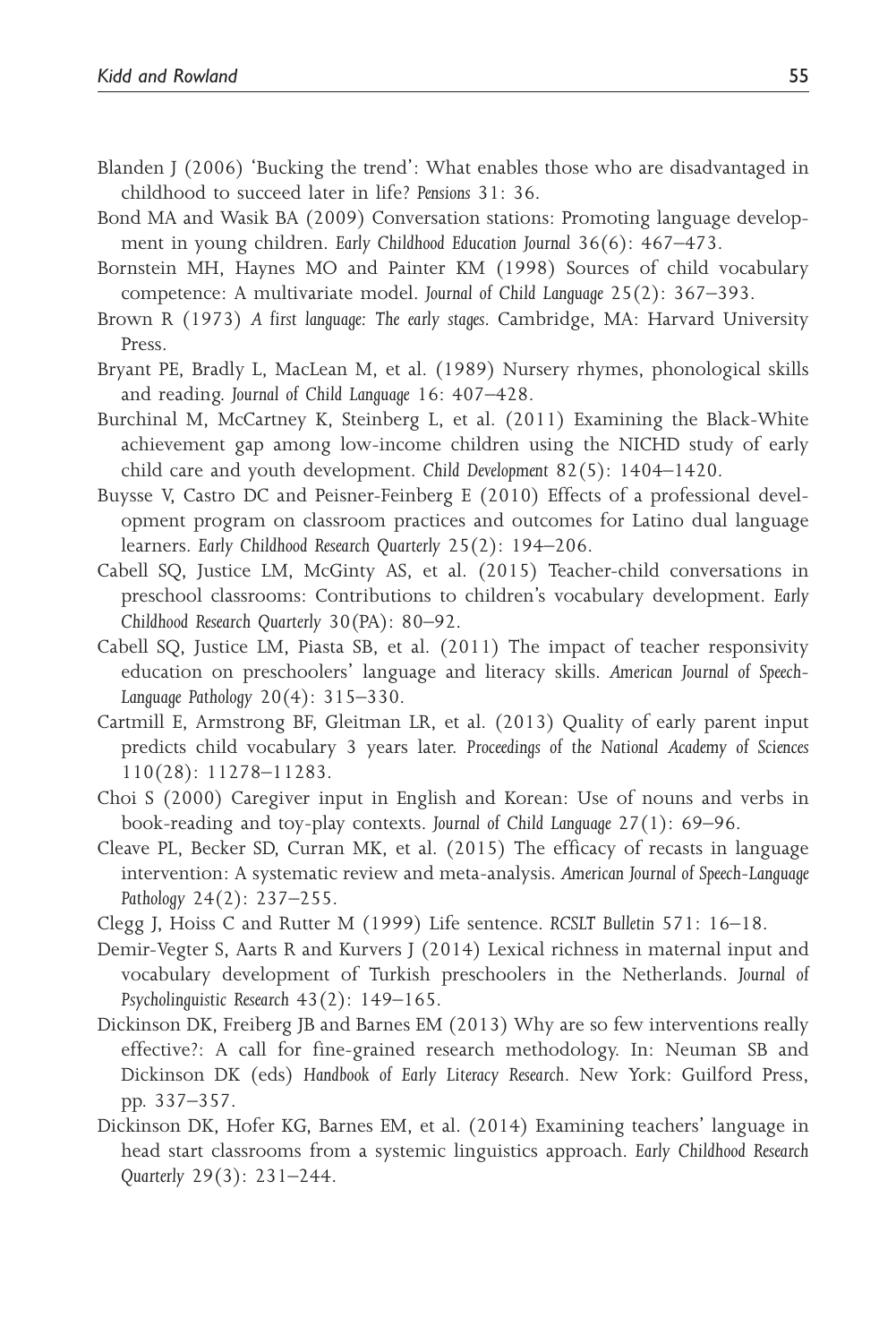Blanden J (2006) 'Bucking the trend': What enables those who are disadvantaged in childhood to succeed later in life? *Pensions* 31: 36.

Bond MA and Wasik BA (2009) Conversation stations: Promoting language development in young children. *Early Childhood Education Journal* 36(6): 467–473.

Bornstein MH, Haynes MO and Painter KM (1998) Sources of child vocabulary competence: A multivariate model. *Journal of Child Language* 25(2): 367–393.

Brown R (1973) *A first language: The early stages*. Cambridge, MA: Harvard University Press.

Bryant PE, Bradly L, MacLean M, et al. (1989) Nursery rhymes, phonological skills and reading. *Journal of Child Language* 16: 407–428.

Burchinal M, McCartney K, Steinberg L, et al. (2011) Examining the Black-White achievement gap among low-income children using the NICHD study of early child care and youth development. *Child Development* 82(5): 1404–1420.

Buysse V, Castro DC and Peisner-Feinberg E (2010) Effects of a professional development program on classroom practices and outcomes for Latino dual language learners. *Early Childhood Research Quarterly* 25(2): 194–206.

Cabell SQ, Justice LM, McGinty AS, et al. (2015) Teacher-child conversations in preschool classrooms: Contributions to children's vocabulary development. *Early Childhood Research Quarterly* 30(PA): 80–92.

Cabell SQ, Justice LM, Piasta SB, et al. (2011) The impact of teacher responsivity education on preschoolers' language and literacy skills. *American Journal of Speech-Language Pathology* 20(4): 315–330.

Cartmill E, Armstrong BF, Gleitman LR, et al. (2013) Quality of early parent input predicts child vocabulary 3 years later. *Proceedings of the National Academy of Sciences* 110(28): 11278–11283.

Choi S (2000) Caregiver input in English and Korean: Use of nouns and verbs in book-reading and toy-play contexts. *Journal of Child Language* 27(1): 69–96.

Cleave PL, Becker SD, Curran MK, et al. (2015) The efficacy of recasts in language intervention: A systematic review and meta-analysis. *American Journal of Speech-Language Pathology* 24(2): 237–255.

Clegg J, Hoiss C and Rutter M (1999) Life sentence. *RCSLT Bulletin* 571: 16–18.

Demir-Vegter S, Aarts R and Kurvers J (2014) Lexical richness in maternal input and vocabulary development of Turkish preschoolers in the Netherlands. *Journal of Psycholinguistic Research* 43(2): 149–165.

Dickinson DK, Freiberg JB and Barnes EM (2013) Why are so few interventions really effective?: A call for fine-grained research methodology. In: Neuman SB and Dickinson DK (eds) *Handbook of Early Literacy Research*. New York: Guilford Press, pp. 337–357.

Dickinson DK, Hofer KG, Barnes EM, et al. (2014) Examining teachers' language in head start classrooms from a systemic linguistics approach. *Early Childhood Research Quarterly* 29(3): 231–244.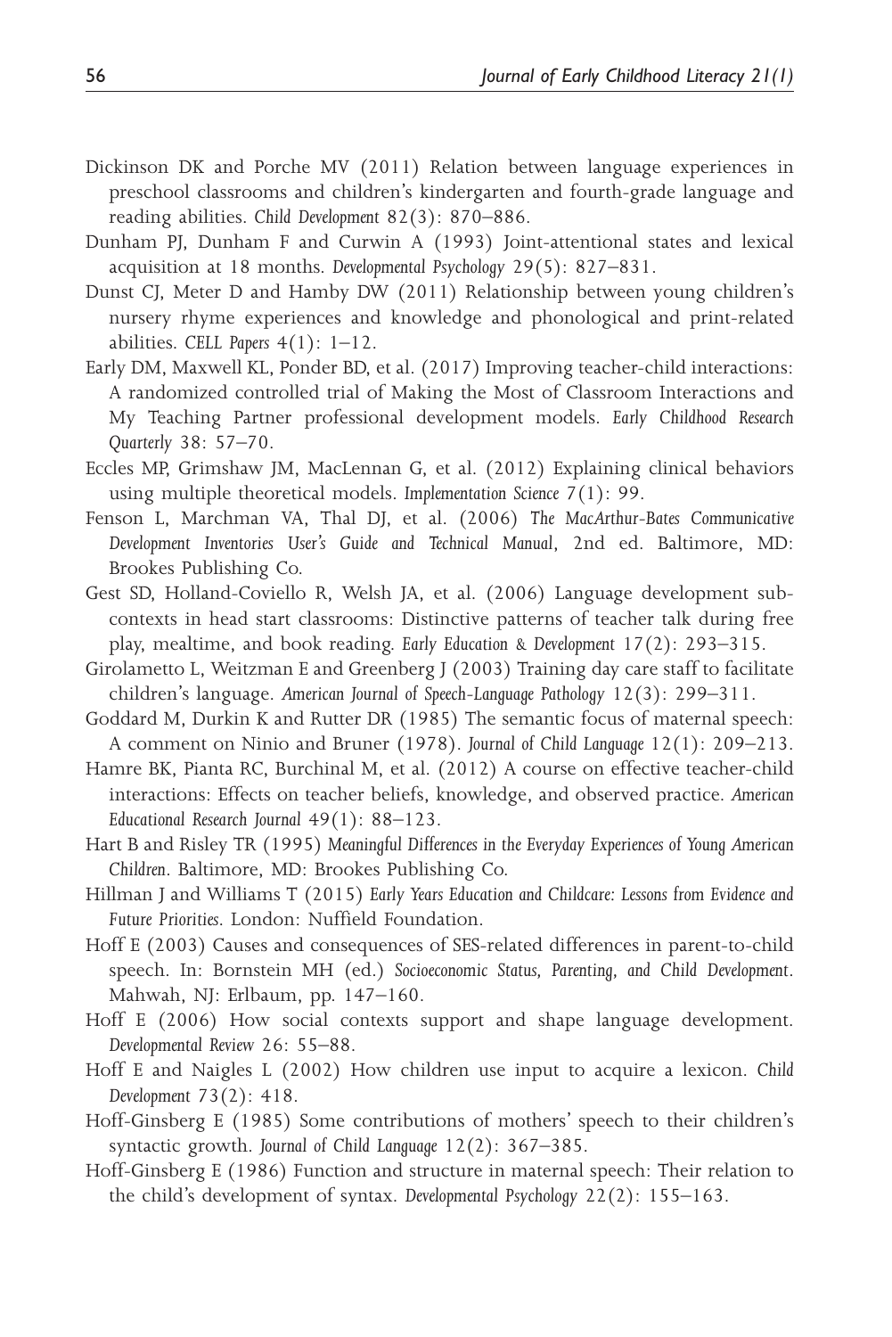Dickinson DK and Porche MV (2011) Relation between language experiences in preschool classrooms and children's kindergarten and fourth-grade language and reading abilities. *Child Development* 82(3): 870–886.

Dunham PJ, Dunham F and Curwin A (1993) Joint-attentional states and lexical acquisition at 18 months. *Developmental Psychology* 29(5): 827–831.

Dunst CJ, Meter D and Hamby DW (2011) Relationship between young children's nursery rhyme experiences and knowledge and phonological and print-related abilities. *CELL Papers* 4(1): 1–12.

Early DM, Maxwell KL, Ponder BD, et al. (2017) Improving teacher-child interactions: A randomized controlled trial of Making the Most of Classroom Interactions and My Teaching Partner professional development models. *Early Childhood Research Quarterly* 38: 57–70.

Eccles MP, Grimshaw JM, MacLennan G, et al. (2012) Explaining clinical behaviors using multiple theoretical models. *Implementation Science* 7(1): 99.

Fenson L, Marchman VA, Thal DJ, et al. (2006) *The MacArthur-Bates Communicative Development Inventories User's Guide and Technical Manual*, 2nd ed. Baltimore, MD: Brookes Publishing Co.

Gest SD, Holland-Coviello R, Welsh JA, et al. (2006) Language development sub-contexts in head start classrooms: Distinctive patterns of teacher talk during free play, mealtime, and book reading. *Early Education & Development* 17(2): 293–315.

Girolametto L, Weitzman E and Greenberg J (2003) Training day care staff to facilitate children's language. *American Journal of Speech-Language Pathology* 12(3): 299–311.

Goddard M, Durkin K and Rutter DR (1985) The semantic focus of maternal speech: A comment on Ninio and Bruner (1978). *Journal of Child Language* 12(1): 209–213.

Hamre BK, Pianta RC, Burchinal M, et al. (2012) A course on effective teacher-child interactions: Effects on teacher beliefs, knowledge, and observed practice. *American Educational Research Journal* 49(1): 88–123.

Hart B and Risley TR (1995) *Meaningful Differences in the Everyday Experiences of Young American Children*. Baltimore, MD: Brookes Publishing Co.

Hillman J and Williams T (2015) *Early Years Education and Childcare: Lessons from Evidence and Future Priorities*. London: Nuffield Foundation.

Hoff E (2003) Causes and consequences of SES-related differences in parent-to-child speech. In: Bornstein MH (ed.) *Socioeconomic Status, Parenting, and Child Development*. Mahwah, NJ: Erlbaum, pp. 147–160.

Hoff E (2006) How social contexts support and shape language development. *Developmental Review* 26: 55–88.

Hoff E and Naigles L (2002) How children use input to acquire a lexicon. *Child Development* 73(2): 418.

Hoff-Ginsberg E (1985) Some contributions of mothers' speech to their children's syntactic growth. *Journal of Child Language* 12(2): 367–385.

Hoff-Ginsberg E (1986) Function and structure in maternal speech: Their relation to the child's development of syntax. *Developmental Psychology* 22(2): 155–163.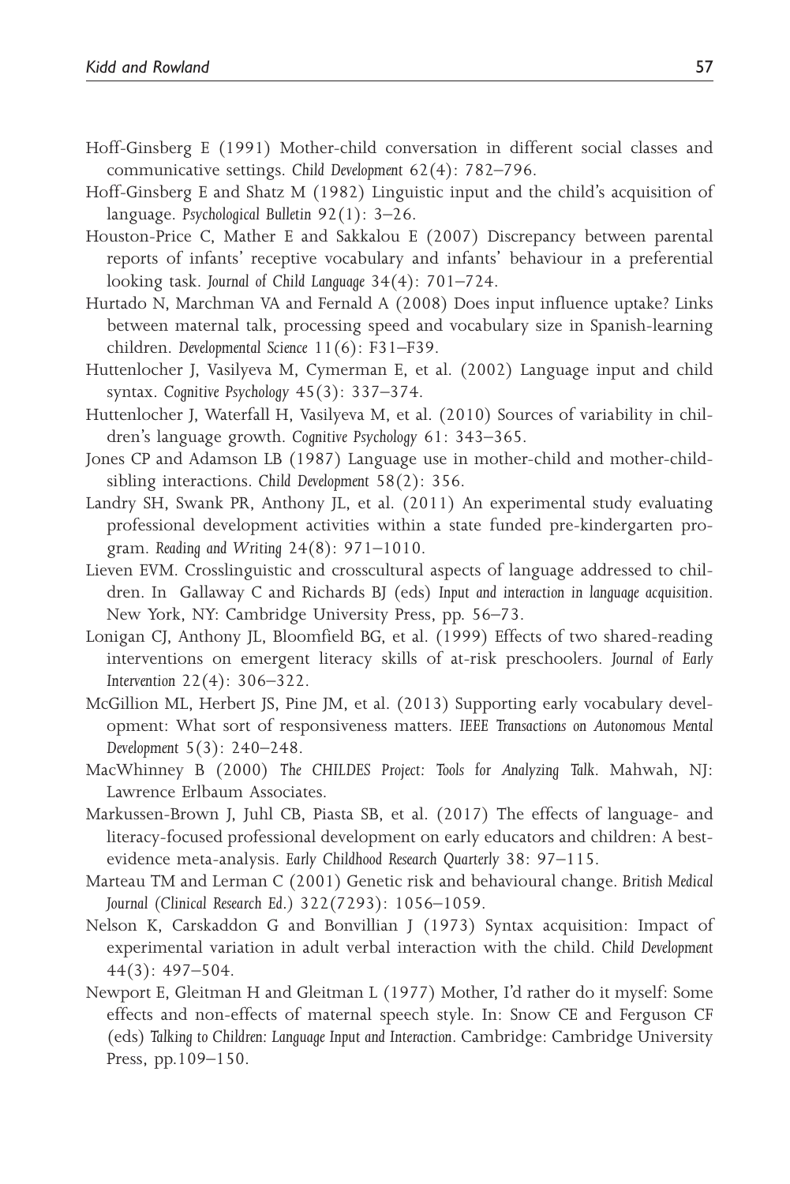Hoff-Ginsberg E (1991) Mother-child conversation in different social classes and communicative settings. *Child Development* 62(4): 782–796.

Hoff-Ginsberg E and Shatz M (1982) Linguistic input and the child's acquisition of language. *Psychological Bulletin* 92(1): 3–26.

Houston-Price C, Mather E and Sakkalou E (2007) Discrepancy between parental reports of infants' receptive vocabulary and infants' behaviour in a preferential looking task. *Journal of Child Language* 34(4): 701–724.

Hurtado N, Marchman VA and Fernald A (2008) Does input influence uptake? Links between maternal talk, processing speed and vocabulary size in Spanish-learning children. *Developmental Science* 11(6): F31–F39.

Huttenlocher J, Vasilyeva M, Cymerman E, et al. (2002) Language input and child syntax. *Cognitive Psychology* 45(3): 337–374.

Huttenlocher J, Waterfall H, Vasilyeva M, et al. (2010) Sources of variability in children's language growth. *Cognitive Psychology* 61: 343–365.

Jones CP and Adamson LB (1987) Language use in mother-child and mother-child-sibling interactions. *Child Development* 58(2): 356.

Landry SH, Swank PR, Anthony JL, et al. (2011) An experimental study evaluating professional development activities within a state funded pre-kindergarten program. *Reading and Writing* 24(8): 971–1010.

Lieven EVM. Crosslinguistic and crosscultural aspects of language addressed to children. In Gallaway C and Richards BJ (eds) *Input and interaction in language acquisition*. New York, NY: Cambridge University Press, pp. 56–73.

Lonigan CJ, Anthony JL, Bloomfield BG, et al. (1999) Effects of two shared-reading interventions on emergent literacy skills of at-risk preschoolers. *Journal of Early Intervention* 22(4): 306–322.

McGillion ML, Herbert JS, Pine JM, et al. (2013) Supporting early vocabulary development: What sort of responsiveness matters. *IEEE Transactions on Autonomous Mental Development* 5(3): 240–248.

MacWhinney B (2000) *The CHILDES Project: Tools for Analyzing Talk*. Mahwah, NJ: Lawrence Erlbaum Associates.

Markussen-Brown J, Juhl CB, Piasta SB, et al. (2017) The effects of language- and literacy-focused professional development on early educators and children: A best-evidence meta-analysis. *Early Childhood Research Quarterly* 38: 97–115.

Marteau TM and Lerman C (2001) Genetic risk and behavioural change. *British Medical Journal (Clinical Research Ed.)* 322(7293): 1056–1059.

Nelson K, Carskaddon G and Bonvillian J (1973) Syntax acquisition: Impact of experimental variation in adult verbal interaction with the child. *Child Development* 44(3): 497–504.

Newport E, Gleitman H and Gleitman L (1977) Mother, I'd rather do it myself: Some effects and non-effects of maternal speech style. In: Snow CE and Ferguson CF (eds) *Talking to Children: Language Input and Interaction*. Cambridge: Cambridge University Press, pp.109–150.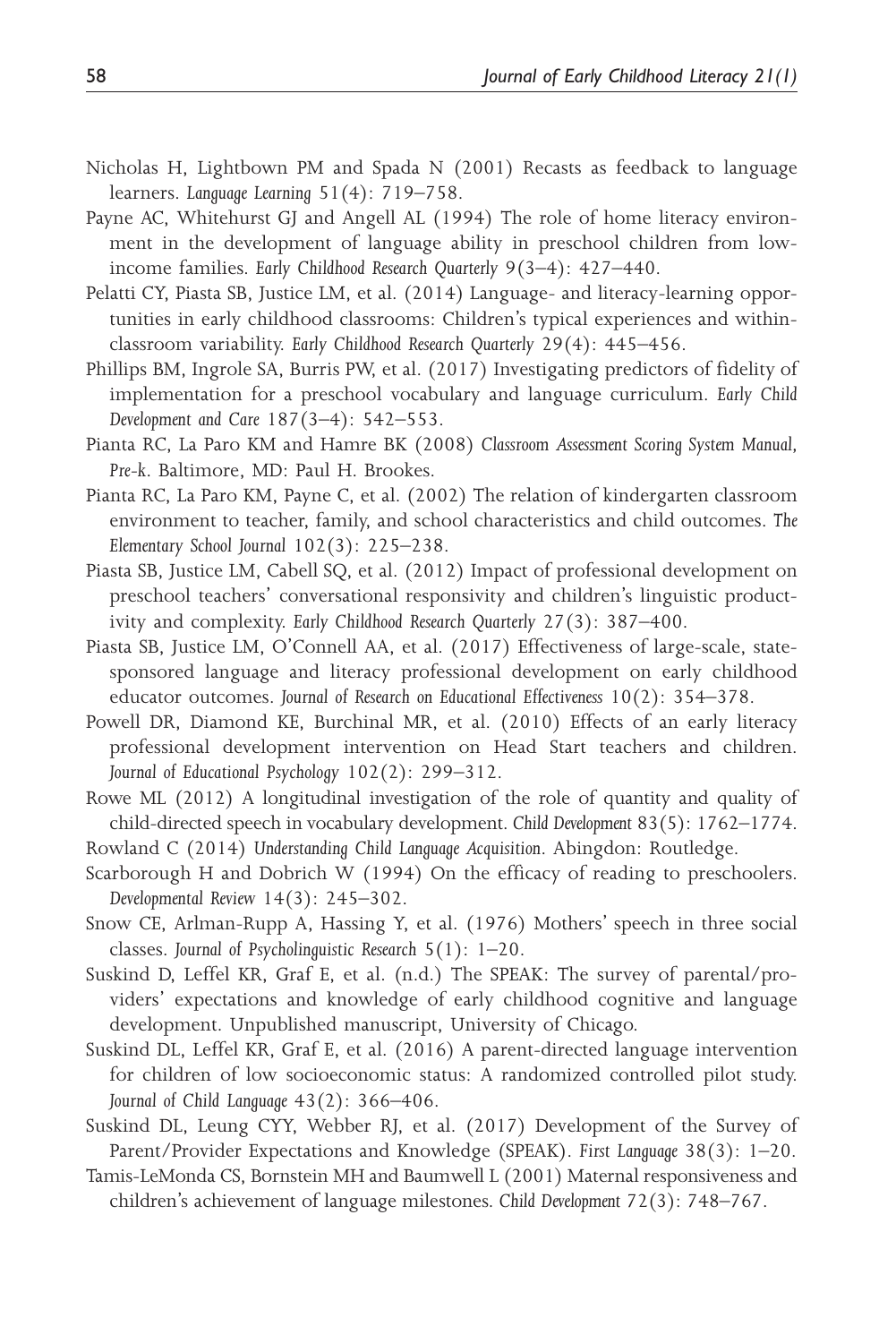Nicholas H, Lightbown PM and Spada N (2001) Recasts as feedback to language learners. *Language Learning* 51(4): 719–758.

Payne AC, Whitehurst GJ and Angell AL (1994) The role of home literacy environment in the development of language ability in preschool children from low-income families. *Early Childhood Research Quarterly* 9(3–4): 427–440.

Pelatti CY, Piasta SB, Justice LM, et al. (2014) Language- and literacy-learning opportunities in early childhood classrooms: Children's typical experiences and within-classroom variability. *Early Childhood Research Quarterly* 29(4): 445–456.

Phillips BM, Ingrole SA, Burris PW, et al. (2017) Investigating predictors of fidelity of implementation for a preschool vocabulary and language curriculum. *Early Child Development and Care* 187(3–4): 542–553.

Pianta RC, La Paro KM and Hamre BK (2008) *Classroom Assessment Scoring System Manual, Pre-k*. Baltimore, MD: Paul H. Brookes.

Pianta RC, La Paro KM, Payne C, et al. (2002) The relation of kindergarten classroom environment to teacher, family, and school characteristics and child outcomes. *The Elementary School Journal* 102(3): 225–238.

Piasta SB, Justice LM, Cabell SQ, et al. (2012) Impact of professional development on preschool teachers' conversational responsivity and children's linguistic productivity and complexity. *Early Childhood Research Quarterly* 27(3): 387–400.

Piasta SB, Justice LM, O'Connell AA, et al. (2017) Effectiveness of large-scale, state-sponsored language and literacy professional development on early childhood educator outcomes. *Journal of Research on Educational Effectiveness* 10(2): 354–378.

Powell DR, Diamond KE, Burchinal MR, et al. (2010) Effects of an early literacy professional development intervention on Head Start teachers and children. *Journal of Educational Psychology* 102(2): 299–312.

Rowe ML (2012) A longitudinal investigation of the role of quantity and quality of child-directed speech in vocabulary development. *Child Development* 83(5): 1762–1774.

Rowland C (2014) *Understanding Child Language Acquisition*. Abingdon: Routledge.

Scarborough H and Dobrich W (1994) On the efficacy of reading to preschoolers. *Developmental Review* 14(3): 245–302.

Snow CE, Arlman-Rupp A, Hassing Y, et al. (1976) Mothers' speech in three social classes. *Journal of Psycholinguistic Research* 5(1): 1–20.

Suskind D, Leffel KR, Graf E, et al. (n.d.) The SPEAK: The survey of parental/providers' expectations and knowledge of early childhood cognitive and language development. Unpublished manuscript, University of Chicago.

Suskind DL, Leffel KR, Graf E, et al. (2016) A parent-directed language intervention for children of low socioeconomic status: A randomized controlled pilot study. *Journal of Child Language* 43(2): 366–406.

Suskind DL, Leung CYY, Webber RJ, et al. (2017) Development of the Survey of Parent/Provider Expectations and Knowledge (SPEAK). *First Language* 38(3): 1–20.

Tamis-LeMonda CS, Bornstein MH and Baumwell L (2001) Maternal responsiveness and children's achievement of language milestones. *Child Development* 72(3): 748–767.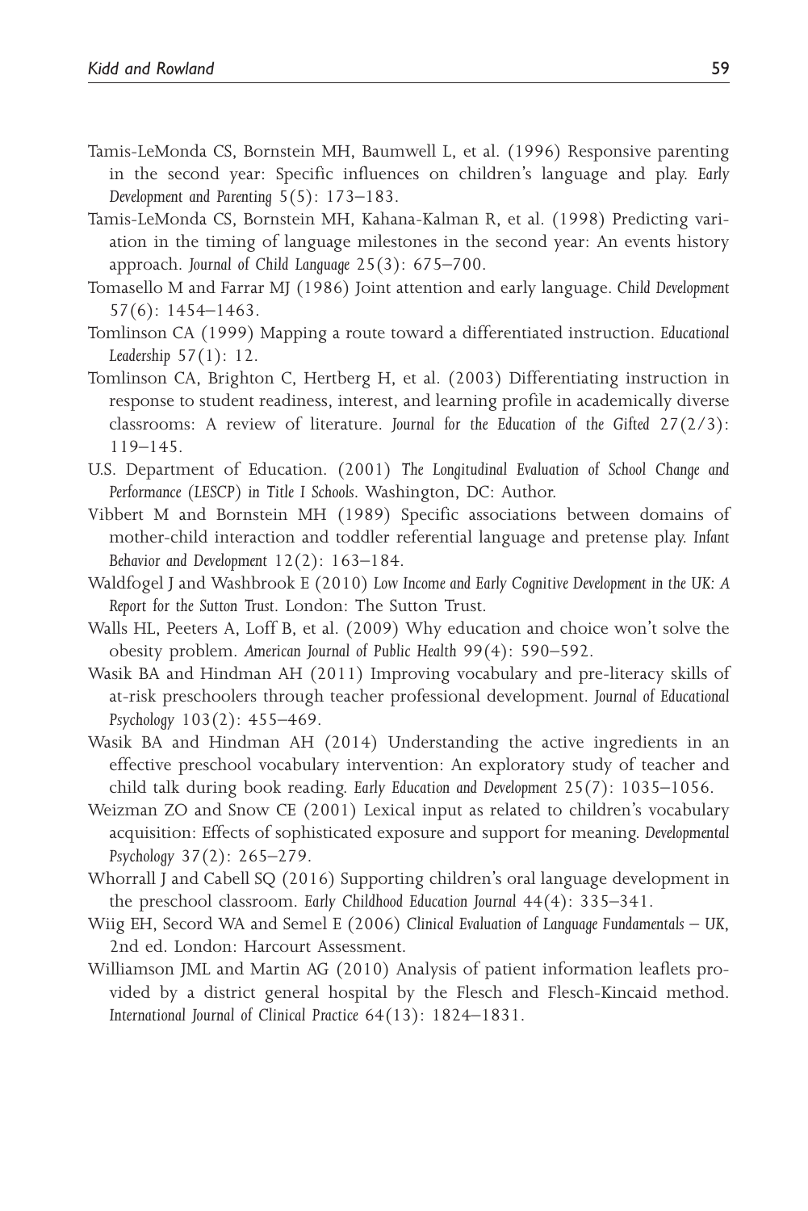Tamis-LeMonda CS, Bornstein MH, Baumwell L, et al. (1996) Responsive parenting in the second year: Specific influences on children's language and play. *Early Development and Parenting* 5(5): 173–183.

Tamis-LeMonda CS, Bornstein MH, Kahana-Kalman R, et al. (1998) Predicting variation in the timing of language milestones in the second year: An events history approach. *Journal of Child Language* 25(3): 675–700.

Tomasello M and Farrar MJ (1986) Joint attention and early language. *Child Development* 57(6): 1454–1463.

Tomlinson CA (1999) Mapping a route toward a differentiated instruction. *Educational Leadership* 57(1): 12.

Tomlinson CA, Brighton C, Hertberg H, et al. (2003) Differentiating instruction in response to student readiness, interest, and learning profile in academically diverse classrooms: A review of literature. *Journal for the Education of the Gifted* 27(2/3): 119–145.

U.S. Department of Education. (2001) *The Longitudinal Evaluation of School Change and Performance (LESCP) in Title I Schools*. Washington, DC: Author.

Vibbert M and Bornstein MH (1989) Specific associations between domains of mother-child interaction and toddler referential language and pretense play. *Infant Behavior and Development* 12(2): 163–184.

Waldfogel J and Washbrook E (2010) *Low Income and Early Cognitive Development in the UK: A Report for the Sutton Trust*. London: The Sutton Trust.

Walls HL, Peeters A, Loff B, et al. (2009) Why education and choice won't solve the obesity problem. *American Journal of Public Health* 99(4): 590–592.

Wasik BA and Hindman AH (2011) Improving vocabulary and pre-literacy skills of at-risk preschoolers through teacher professional development. *Journal of Educational Psychology* 103(2): 455–469.

Wasik BA and Hindman AH (2014) Understanding the active ingredients in an effective preschool vocabulary intervention: An exploratory study of teacher and child talk during book reading. *Early Education and Development* 25(7): 1035–1056.

Weizman ZO and Snow CE (2001) Lexical input as related to children's vocabulary acquisition: Effects of sophisticated exposure and support for meaning. *Developmental Psychology* 37(2): 265–279.

Whorrall J and Cabell SQ (2016) Supporting children's oral language development in the preschool classroom. *Early Childhood Education Journal* 44(4): 335–341.

Wiig EH, Secord WA and Semel E (2006) *Clinical Evaluation of Language Fundamentals – UK*, 2nd ed. London: Harcourt Assessment.

Williamson JML and Martin AG (2010) Analysis of patient information leaflets provided by a district general hospital by the Flesch and Flesch-Kincaid method. *International Journal of Clinical Practice* 64(13): 1824–1831.